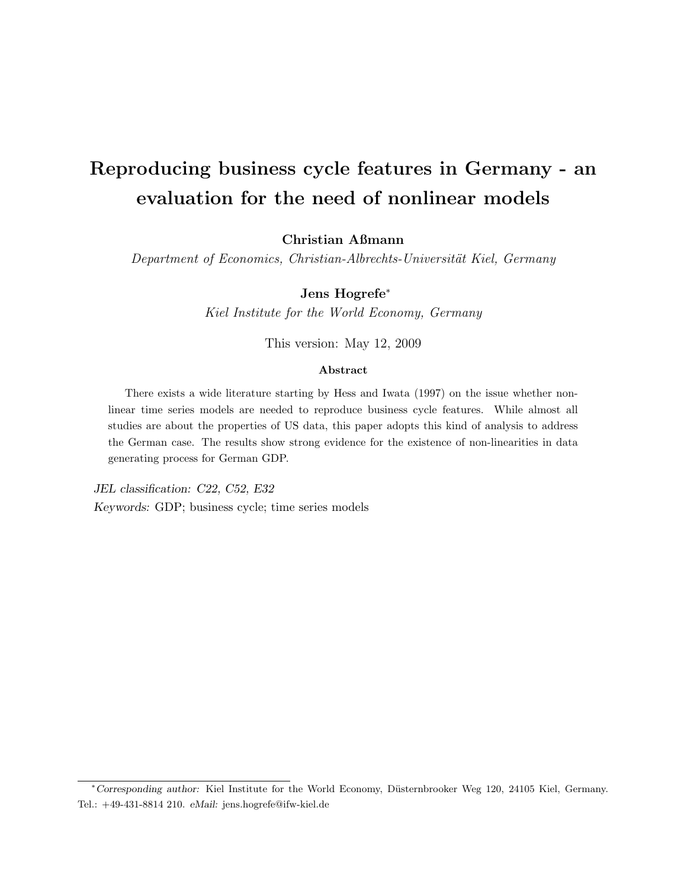# Reproducing business cycle features in Germany - an evaluation for the need of nonlinear models

**Christian Aßmann**

*Department of Economics, Christian-Albrechts-Universität Kiel, Germany*

**Jens Hogrefe**[*]

*Kiel Institute for the World Economy, Germany*

This version: May 12, 2009

### Abstract

There exists a wide literature starting by Hess and Iwata (1997) on the issue whether non-linear time series models are needed to reproduce business cycle features. While almost all studies are about the properties of US data, this paper adopts this kind of analysis to address the German case. The results show strong evidence for the existence of non-linearities in data generating process for German GDP.

*JEL classification:* *C22, C52, E32*

*Keywords:* GDP; business cycle; time series models

---

[*] *Corresponding author:* Kiel Institute for the World Economy, Düsternbrooker Weg 120, 24105 Kiel, Germany. Tel.: +49-431-8814 210. *eMail:* jens.hogrefe@ifw-kiel.de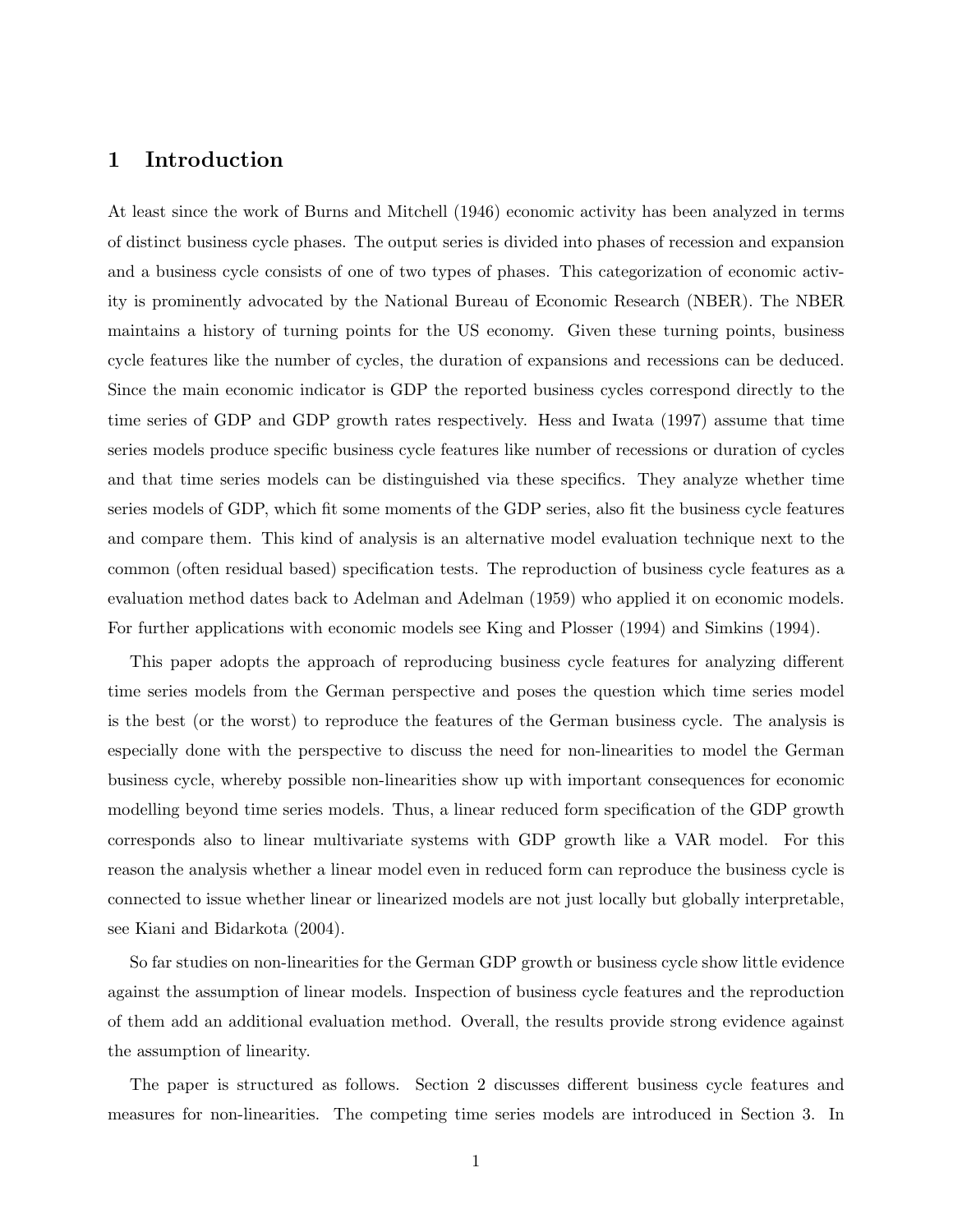## 1 Introduction

At least since the work of Burns and Mitchell (1946) economic activity has been analyzed in terms of distinct business cycle phases. The output series is divided into phases of recession and expansion and a business cycle consists of one of two types of phases. This categorization of economic activity is prominently advocated by the National Bureau of Economic Research (NBER). The NBER maintains a history of turning points for the US economy. Given these turning points, business cycle features like the number of cycles, the duration of expansions and recessions can be deduced. Since the main economic indicator is GDP the reported business cycles correspond directly to the time series of GDP and GDP growth rates respectively. Hess and Iwata (1997) assume that time series models produce specific business cycle features like number of recessions or duration of cycles and that time series models can be distinguished via these specifics. They analyze whether time series models of GDP, which fit some moments of the GDP series, also fit the business cycle features and compare them. This kind of analysis is an alternative model evaluation technique next to the common (often residual based) specification tests. The reproduction of business cycle features as a evaluation method dates back to Adelman and Adelman (1959) who applied it on economic models. For further applications with economic models see King and Plosser (1994) and Simkins (1994).

This paper adopts the approach of reproducing business cycle features for analyzing different time series models from the German perspective and poses the question which time series model is the best (or the worst) to reproduce the features of the German business cycle. The analysis is especially done with the perspective to discuss the need for non-linearities to model the German business cycle, whereby possible non-linearities show up with important consequences for economic modelling beyond time series models. Thus, a linear reduced form specification of the GDP growth corresponds also to linear multivariate systems with GDP growth like a VAR model. For this reason the analysis whether a linear model even in reduced form can reproduce the business cycle is connected to issue whether linear or linearized models are not just locally but globally interpretable, see Kiani and Bidarkota (2004).

So far studies on non-linearities for the German GDP growth or business cycle show little evidence against the assumption of linear models. Inspection of business cycle features and the reproduction of them add an additional evaluation method. Overall, the results provide strong evidence against the assumption of linearity.

The paper is structured as follows. Section 2 discusses different business cycle features and measures for non-linearities. The competing time series models are introduced in Section 3. In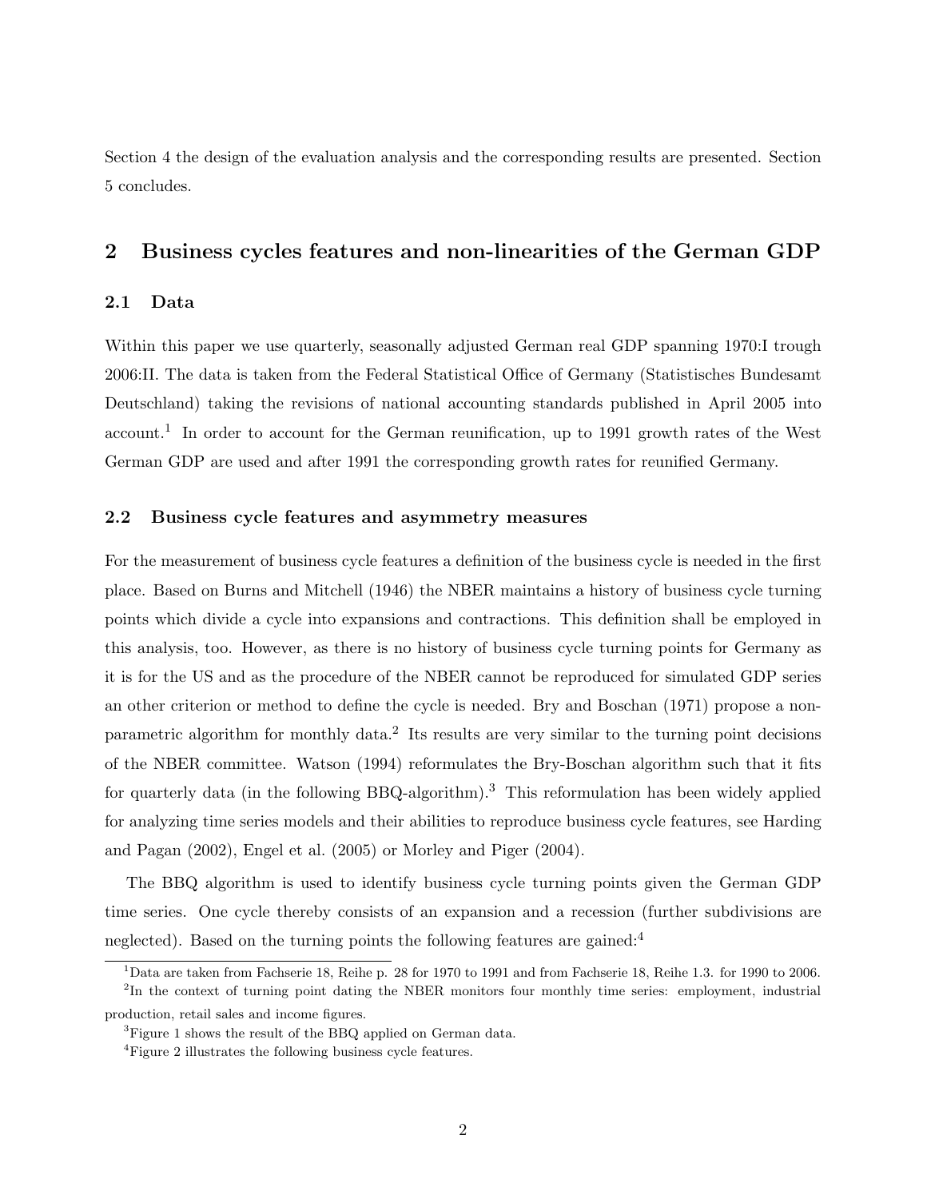Section 4 the design of the evaluation analysis and the corresponding results are presented. Section 5 concludes.

## 2 Business cycles features and non-linearities of the German GDP

### 2.1 Data

Within this paper we use quarterly, seasonally adjusted German real GDP spanning 1970:I trough 2006:II. The data is taken from the Federal Statistical Office of Germany (Statistisches Bundesamt Deutschland) taking the revisions of national accounting standards published in April 2005 into account.[1] In order to account for the German reunification, up to 1991 growth rates of the West German GDP are used and after 1991 the corresponding growth rates for reunified Germany.

### 2.2 Business cycle features and asymmetry measures

For the measurement of business cycle features a definition of the business cycle is needed in the first place. Based on Burns and Mitchell (1946) the NBER maintains a history of business cycle turning points which divide a cycle into expansions and contractions. This definition shall be employed in this analysis, too. However, as there is no history of business cycle turning points for Germany as it is for the US and as the procedure of the NBER cannot be reproduced for simulated GDP series an other criterion or method to define the cycle is needed. Bry and Boschan (1971) propose a non-parametric algorithm for monthly data.[2] Its results are very similar to the turning point decisions of the NBER committee. Watson (1994) reformulates the Bry-Boschan algorithm such that it fits for quarterly data (in the following BBQ-algorithm).[3] This reformulation has been widely applied for analyzing time series models and their abilities to reproduce business cycle features, see Harding and Pagan (2002), Engel et al. (2005) or Morley and Piger (2004).

The BBQ algorithm is used to identify business cycle turning points given the German GDP time series. One cycle thereby consists of an expansion and a recession (further subdivisions are neglected). Based on the turning points the following features are gained:[4]

[1] Data are taken from Fachserie 18, Reihe p. 28 for 1970 to 1991 and from Fachserie 18, Reihe 1.3. for 1990 to 2006.

[2] In the context of turning point dating the NBER monitors four monthly time series: employment, industrial production, retail sales and income figures.

[3] Figure 1 shows the result of the BBQ applied on German data.

[4] Figure 2 illustrates the following business cycle features.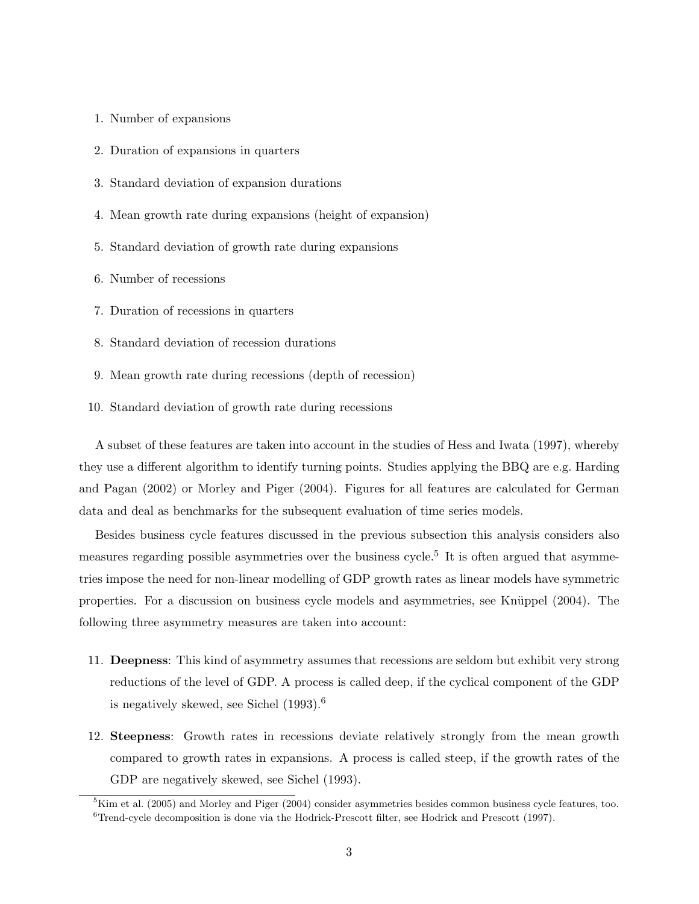1. Number of expansions
2. Duration of expansions in quarters
3. Standard deviation of expansion durations
4. Mean growth rate during expansions (height of expansion)
5. Standard deviation of growth rate during expansions
6. Number of recessions
7. Duration of recessions in quarters
8. Standard deviation of recession durations
9. Mean growth rate during recessions (depth of recession)
10. Standard deviation of growth rate during recessions

A subset of these features are taken into account in the studies of Hess and Iwata (1997), whereby they use a different algorithm to identify turning points. Studies applying the BBQ are e.g. Harding and Pagan (2002) or Morley and Piger (2004). Figures for all features are calculated for German data and deal as benchmarks for the subsequent evaluation of time series models.

Besides business cycle features discussed in the previous subsection this analysis considers also measures regarding possible asymmetries over the business cycle.[5] It is often argued that asymmetries impose the need for non-linear modelling of GDP growth rates as linear models have symmetric properties. For a discussion on business cycle models and asymmetries, see Knüppel (2004). The following three asymmetry measures are taken into account:

11. **Deepness**: This kind of asymmetry assumes that recessions are seldom but exhibit very strong reductions of the level of GDP. A process is called deep, if the cyclical component of the GDP is negatively skewed, see Sichel (1993).[6]
12. **Steepness**: Growth rates in recessions deviate relatively strongly from the mean growth compared to growth rates in expansions. A process is called steep, if the growth rates of the GDP are negatively skewed, see Sichel (1993).

[5] Kim et al. (2005) and Morley and Piger (2004) consider asymmetries besides common business cycle features, too.

[6] Trend-cycle decomposition is done via the Hodrick-Prescott filter, see Hodrick and Prescott (1997).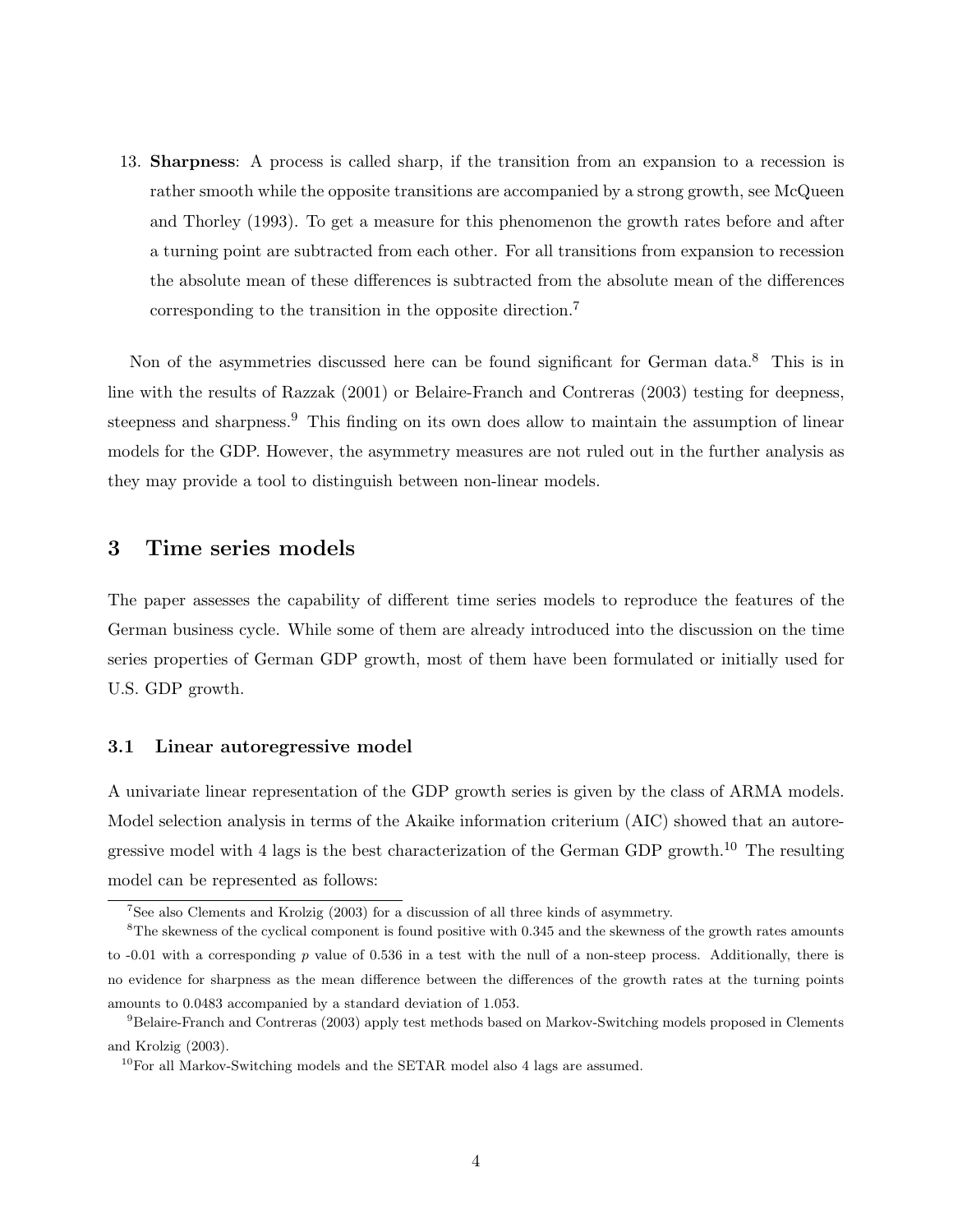13. **Sharpness**: A process is called sharp, if the transition from an expansion to a recession is rather smooth while the opposite transitions are accompanied by a strong growth, see McQueen and Thorley (1993). To get a measure for this phenomenon the growth rates before and after a turning point are subtracted from each other. For all transitions from expansion to recession the absolute mean of these differences is subtracted from the absolute mean of the differences corresponding to the transition in the opposite direction.[7]

Non of the asymmetries discussed here can be found significant for German data.[8] This is in line with the results of Razzak (2001) or Belaire-Franch and Contreras (2003) testing for deepness, steepness and sharpness.[9] This finding on its own does allow to maintain the assumption of linear models for the GDP. However, the asymmetry measures are not ruled out in the further analysis as they may provide a tool to distinguish between non-linear models.

## 3 Time series models

The paper assesses the capability of different time series models to reproduce the features of the German business cycle. While some of them are already introduced into the discussion on the time series properties of German GDP growth, most of them have been formulated or initially used for U.S. GDP growth.

### 3.1 Linear autoregressive model

A univariate linear representation of the GDP growth series is given by the class of ARMA models. Model selection analysis in terms of the Akaike information criterium (AIC) showed that an autoregressive model with 4 lags is the best characterization of the German GDP growth.[10] The resulting model can be represented as follows:

---

[7] See also Clements and Krolzig (2003) for a discussion of all three kinds of asymmetry.

[8] The skewness of the cyclical component is found positive with 0.345 and the skewness of the growth rates amounts to -0.01 with a corresponding $p$ value of 0.536 in a test with the null of a non-steep process. Additionally, there is no evidence for sharpness as the mean difference between the differences of the growth rates at the turning points amounts to 0.0483 accompanied by a standard deviation of 1.053.

[9] Belaire-Franch and Contreras (2003) apply test methods based on Markov-Switching models proposed in Clements and Krolzig (2003).

[10] For all Markov-Switching models and the SETAR model also 4 lags are assumed.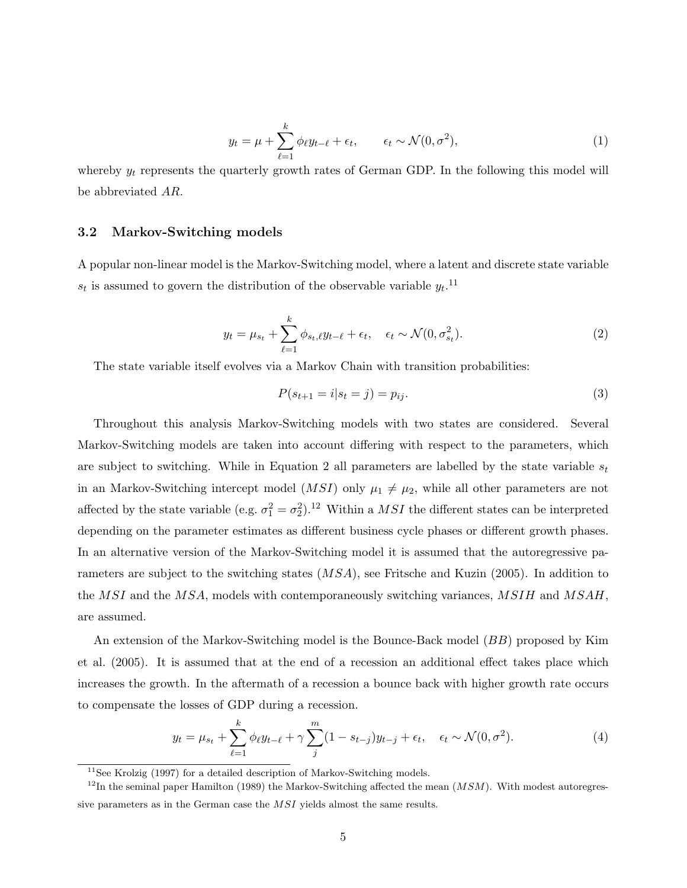$$y_t = \mu + \sum_{\ell=1}^{k} \phi_\ell y_{t-\ell} + \epsilon_t, \qquad \epsilon_t \sim \mathcal{N}(0, \sigma^2), \tag{1}$$

whereby $y_t$ represents the quarterly growth rates of German GDP. In the following this model will be abbreviated *AR*.

### 3.2 Markov-Switching models

A popular non-linear model is the Markov-Switching model, where a latent and discrete state variable $s_t$ is assumed to govern the distribution of the observable variable $y_t$.[11]

$$y_t = \mu_{s_t} + \sum_{\ell=1}^{k} \phi_{s_t,\ell} y_{t-\ell} + \epsilon_t, \quad \epsilon_t \sim \mathcal{N}(0, \sigma_{s_t}^2). \tag{2}$$

The state variable itself evolves via a Markov Chain with transition probabilities:

$$P(s_{t+1} = i | s_t = j) = p_{ij}. \tag{3}$$

Throughout this analysis Markov-Switching models with two states are considered. Several Markov-Switching models are taken into account differing with respect to the parameters, which are subject to switching. While in Equation 2 all parameters are labelled by the state variable $s_t$ in an Markov-Switching intercept model (*MSI*) only $\mu_1 \neq \mu_2$, while all other parameters are not affected by the state variable (e.g. $\sigma_1^2 = \sigma_2^2$).[12] Within a *MSI* the different states can be interpreted depending on the parameter estimates as different business cycle phases or different growth phases. In an alternative version of the Markov-Switching model it is assumed that the autoregressive parameters are subject to the switching states (*MSA*), see Fritsche and Kuzin (2005). In addition to the *MSI* and the *MSA*, models with contemporaneously switching variances, *MSIH* and *MSAH*, are assumed.

An extension of the Markov-Switching model is the Bounce-Back model (*BB*) proposed by Kim et al. (2005). It is assumed that at the end of a recession an additional effect takes place which increases the growth. In the aftermath of a recession a bounce back with higher growth rate occurs to compensate the losses of GDP during a recession.

$$y_t = \mu_{s_t} + \sum_{\ell=1}^{k} \phi_\ell y_{t-\ell} + \gamma \sum_{j}^{m} (1 - s_{t-j}) y_{t-j} + \epsilon_t, \quad \epsilon_t \sim \mathcal{N}(0, \sigma^2). \tag{4}$$

[11] See Krolzig (1997) for a detailed description of Markov-Switching models.

[12] In the seminal paper Hamilton (1989) the Markov-Switching affected the mean (*MSM*). With modest autoregressive parameters as in the German case the *MSI* yields almost the same results.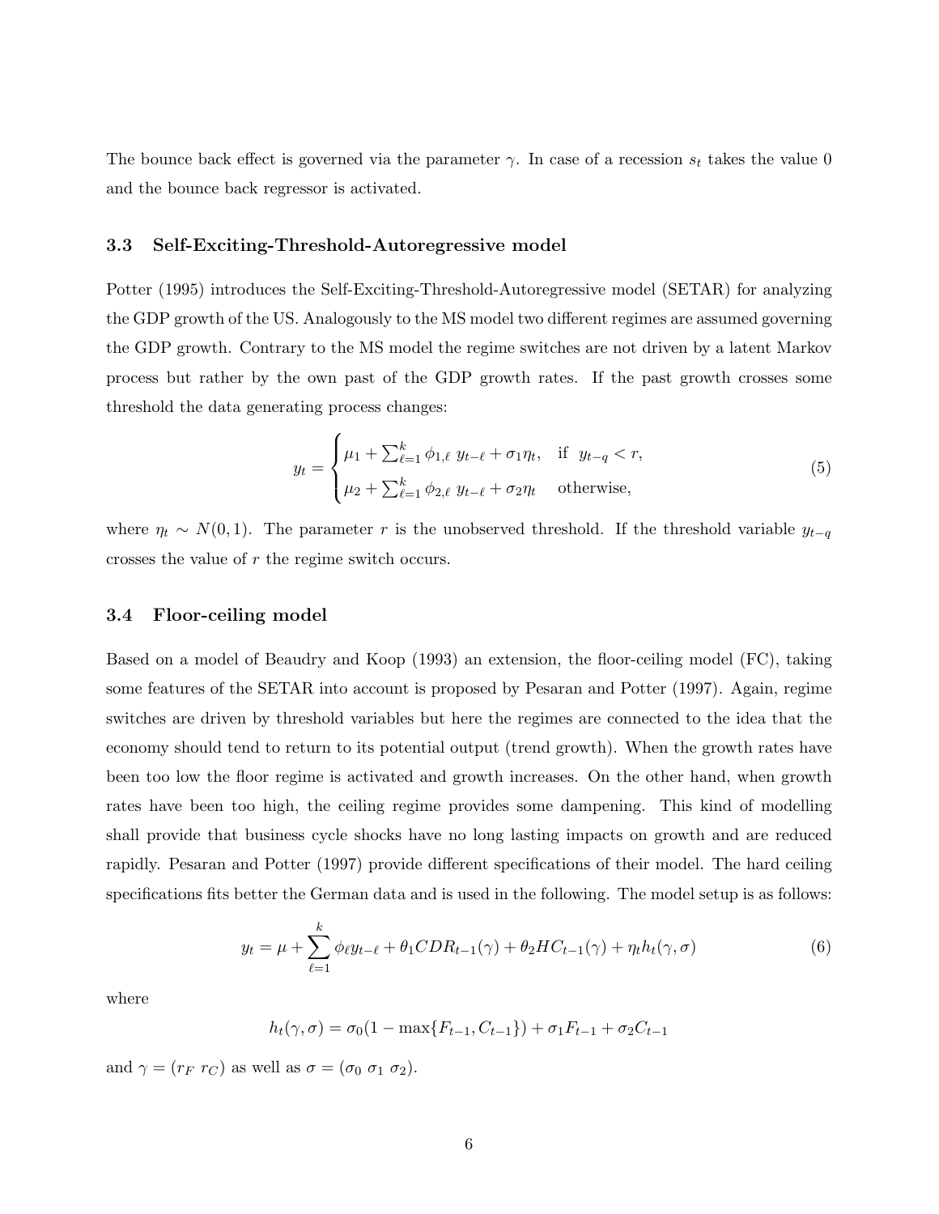The bounce back effect is governed via the parameter $\gamma$. In case of a recession $s_t$ takes the value 0 and the bounce back regressor is activated.

### 3.3 Self-Exciting-Threshold-Autoregressive model

Potter (1995) introduces the Self-Exciting-Threshold-Autoregressive model (SETAR) for analyzing the GDP growth of the US. Analogously to the MS model two different regimes are assumed governing the GDP growth. Contrary to the MS model the regime switches are not driven by a latent Markov process but rather by the own past of the GDP growth rates. If the past growth crosses some threshold the data generating process changes:

$$
y_t = \begin{cases} \mu_1 + \sum_{\ell=1}^{k} \phi_{1,\ell}\, y_{t-\ell} + \sigma_1 \eta_t, & \text{if } \; y_{t-q} < r, \\ \mu_2 + \sum_{\ell=1}^{k} \phi_{2,\ell}\, y_{t-\ell} + \sigma_2 \eta_t & \text{otherwise,} \end{cases} \tag{5}
$$

where $\eta_t \sim N(0,1)$. The parameter $r$ is the unobserved threshold. If the threshold variable $y_{t-q}$ crosses the value of $r$ the regime switch occurs.

### 3.4 Floor-ceiling model

Based on a model of Beaudry and Koop (1993) an extension, the floor-ceiling model (FC), taking some features of the SETAR into account is proposed by Pesaran and Potter (1997). Again, regime switches are driven by threshold variables but here the regimes are connected to the idea that the economy should tend to return to its potential output (trend growth). When the growth rates have been too low the floor regime is activated and growth increases. On the other hand, when growth rates have been too high, the ceiling regime provides some dampening. This kind of modelling shall provide that business cycle shocks have no long lasting impacts on growth and are reduced rapidly. Pesaran and Potter (1997) provide different specifications of their model. The hard ceiling specifications fits better the German data and is used in the following. The model setup is as follows:

$$
y_t = \mu + \sum_{\ell=1}^{k} \phi_\ell y_{t-\ell} + \theta_1 CDR_{t-1}(\gamma) + \theta_2 HC_{t-1}(\gamma) + \eta_t h_t(\gamma, \sigma) \tag{6}
$$

where

$$
h_t(\gamma, \sigma) = \sigma_0(1 - \max\{F_{t-1}, C_{t-1}\}) + \sigma_1 F_{t-1} + \sigma_2 C_{t-1}
$$

and $\gamma = (r_F \; r_C)$ as well as $\sigma = (\sigma_0 \; \sigma_1 \; \sigma_2)$.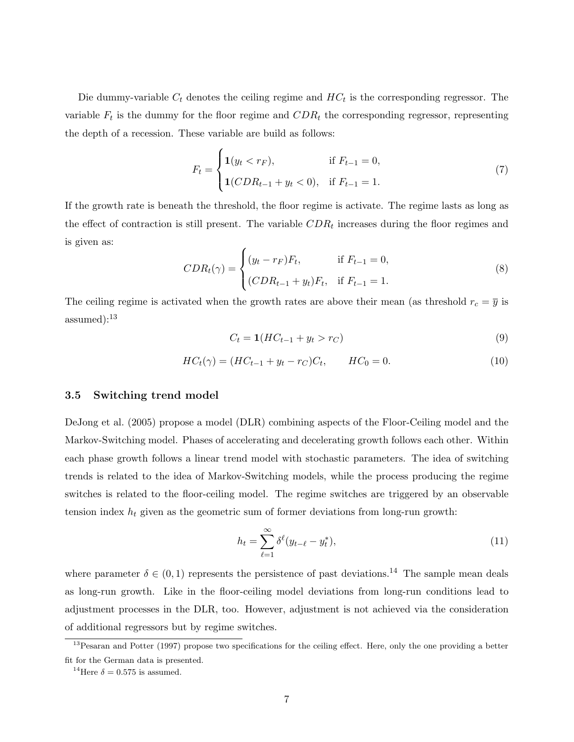Die dummy-variable $C_t$ denotes the ceiling regime and $HC_t$ is the corresponding regressor. The variable $F_t$ is the dummy for the floor regime and $CDR_t$ the corresponding regressor, representing the depth of a recession. These variable are build as follows:

$$F_t = \begin{cases} \mathbf{1}(y_t < r_F), & \text{if } F_{t-1} = 0, \\ \mathbf{1}(CDR_{t-1} + y_t < 0), & \text{if } F_{t-1} = 1. \end{cases} \tag{7}$$

If the growth rate is beneath the threshold, the floor regime is activate. The regime lasts as long as the effect of contraction is still present. The variable $CDR_t$ increases during the floor regimes and is given as:

$$CDR_t(\gamma) = \begin{cases} (y_t - r_F)F_t, & \text{if } F_{t-1} = 0, \\ (CDR_{t-1} + y_t)F_t, & \text{if } F_{t-1} = 1. \end{cases} \tag{8}$$

The ceiling regime is activated when the growth rates are above their mean (as threshold $r_c = \overline{y}$ is assumed):[13]

$$C_t = \mathbf{1}(HC_{t-1} + y_t > r_C) \tag{9}$$

$$HC_t(\gamma) = (HC_{t-1} + y_t - r_C)C_t, \qquad HC_0 = 0. \tag{10}$$

### 3.5 Switching trend model

DeJong et al. (2005) propose a model (DLR) combining aspects of the Floor-Ceiling model and the Markov-Switching model. Phases of accelerating and decelerating growth follows each other. Within each phase growth follows a linear trend model with stochastic parameters. The idea of switching trends is related to the idea of Markov-Switching models, while the process producing the regime switches is related to the floor-ceiling model. The regime switches are triggered by an observable tension index $h_t$ given as the geometric sum of former deviations from long-run growth:

$$h_t = \sum_{\ell=1}^{\infty} \delta^{\ell}(y_{t-\ell} - y_t^*), \tag{11}$$

where parameter $\delta \in (0, 1)$ represents the persistence of past deviations.[14] The sample mean deals as long-run growth. Like in the floor-ceiling model deviations from long-run conditions lead to adjustment processes in the DLR, too. However, adjustment is not achieved via the consideration of additional regressors but by regime switches.

[13] Pesaran and Potter (1997) propose two specifications for the ceiling effect. Here, only the one providing a better fit for the German data is presented.

[14] Here $\delta = 0.575$ is assumed.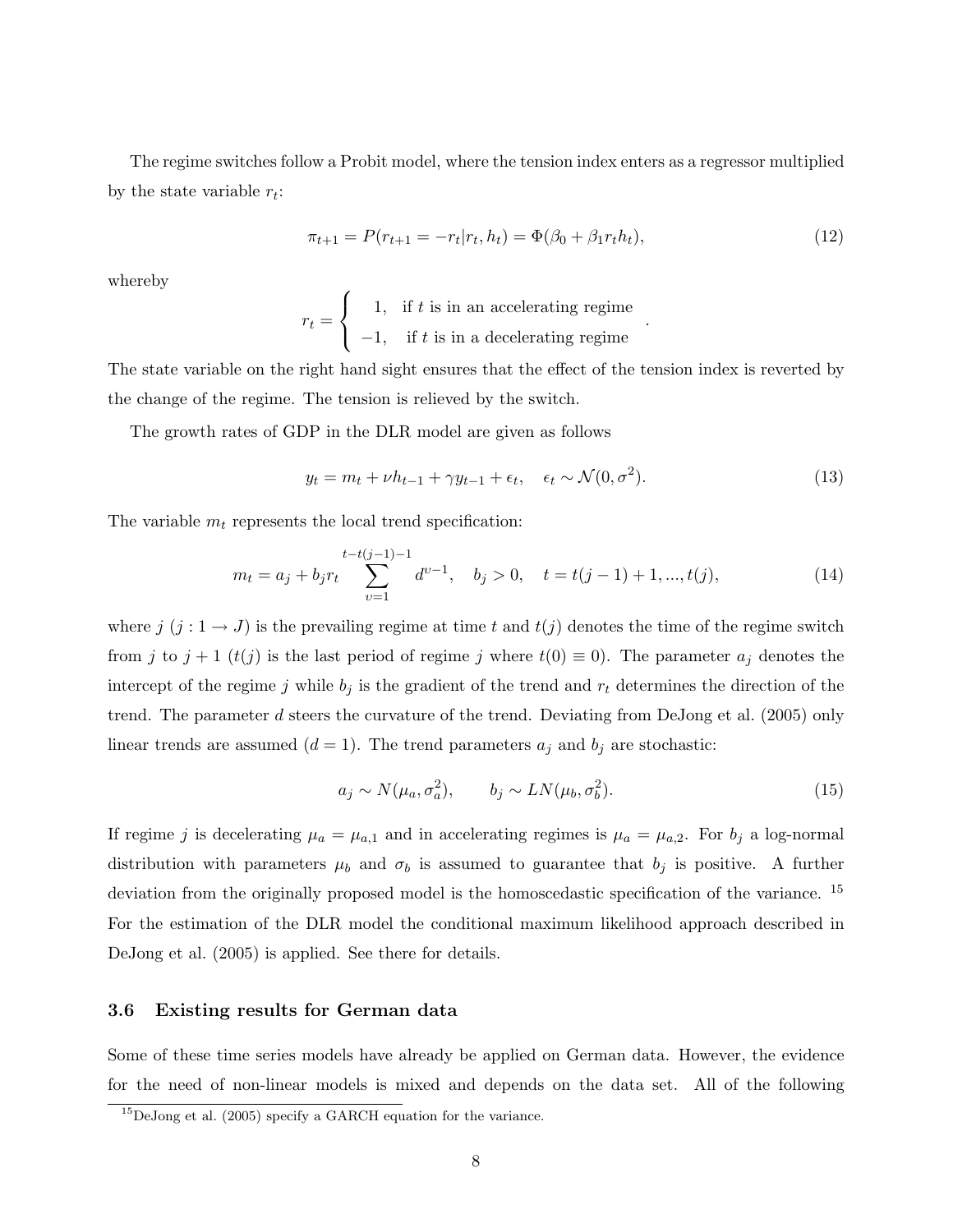The regime switches follow a Probit model, where the tension index enters as a regressor multiplied by the state variable $r_t$:

$$\pi_{t+1} = P(r_{t+1} = -r_t | r_t, h_t) = \Phi(\beta_0 + \beta_1 r_t h_t), \tag{12}$$

whereby

$$r_t = \begin{cases} 1, & \text{if } t \text{ is in an accelerating regime} \\ -1, & \text{if } t \text{ is in a decelerating regime} \end{cases}.$$

The state variable on the right hand sight ensures that the effect of the tension index is reverted by the change of the regime. The tension is relieved by the switch.

The growth rates of GDP in the DLR model are given as follows

$$y_t = m_t + \nu h_{t-1} + \gamma y_{t-1} + \epsilon_t, \quad \epsilon_t \sim \mathcal{N}(0, \sigma^2). \tag{13}$$

The variable $m_t$ represents the local trend specification:

$$m_t = a_j + b_j r_t \sum_{\upsilon=1}^{t-t(j-1)-1} d^{\upsilon-1}, \quad b_j > 0, \quad t = t(j-1)+1, ..., t(j), \tag{14}$$

where $j$ ($j : 1 \rightarrow J$) is the prevailing regime at time $t$ and $t(j)$ denotes the time of the regime switch from $j$ to $j+1$ ($t(j)$ is the last period of regime $j$ where $t(0) \equiv 0$). The parameter $a_j$ denotes the intercept of the regime $j$ while $b_j$ is the gradient of the trend and $r_t$ determines the direction of the trend. The parameter $d$ steers the curvature of the trend. Deviating from DeJong et al. (2005) only linear trends are assumed ($d = 1$). The trend parameters $a_j$ and $b_j$ are stochastic:

$$a_j \sim N(\mu_a, \sigma_a^2), \qquad b_j \sim LN(\mu_b, \sigma_b^2). \tag{15}$$

If regime $j$ is decelerating $\mu_a = \mu_{a,1}$ and in accelerating regimes is $\mu_a = \mu_{a,2}$. For $b_j$ a log-normal distribution with parameters $\mu_b$ and $\sigma_b$ is assumed to guarantee that $b_j$ is positive. A further deviation from the originally proposed model is the homoscedastic specification of the variance. [15] For the estimation of the DLR model the conditional maximum likelihood approach described in DeJong et al. (2005) is applied. See there for details.

### 3.6 Existing results for German data

Some of these time series models have already be applied on German data. However, the evidence for the need of non-linear models is mixed and depends on the data set. All of the following

[15] DeJong et al. (2005) specify a GARCH equation for the variance.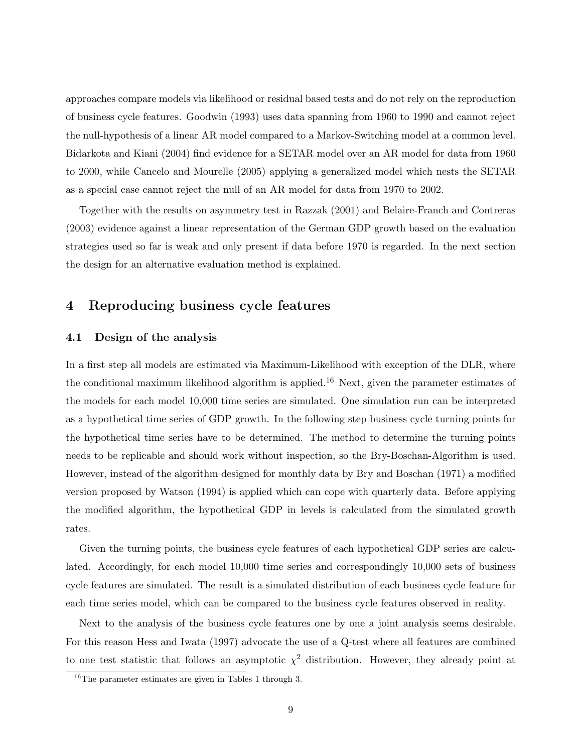approaches compare models via likelihood or residual based tests and do not rely on the reproduction of business cycle features. Goodwin (1993) uses data spanning from 1960 to 1990 and cannot reject the null-hypothesis of a linear AR model compared to a Markov-Switching model at a common level. Bidarkota and Kiani (2004) find evidence for a SETAR model over an AR model for data from 1960 to 2000, while Cancelo and Mourelle (2005) applying a generalized model which nests the SETAR as a special case cannot reject the null of an AR model for data from 1970 to 2002.

Together with the results on asymmetry test in Razzak (2001) and Belaire-Franch and Contreras (2003) evidence against a linear representation of the German GDP growth based on the evaluation strategies used so far is weak and only present if data before 1970 is regarded. In the next section the design for an alternative evaluation method is explained.

## 4 Reproducing business cycle features

### 4.1 Design of the analysis

In a first step all models are estimated via Maximum-Likelihood with exception of the DLR, where the conditional maximum likelihood algorithm is applied.[16] Next, given the parameter estimates of the models for each model 10,000 time series are simulated. One simulation run can be interpreted as a hypothetical time series of GDP growth. In the following step business cycle turning points for the hypothetical time series have to be determined. The method to determine the turning points needs to be replicable and should work without inspection, so the Bry-Boschan-Algorithm is used. However, instead of the algorithm designed for monthly data by Bry and Boschan (1971) a modified version proposed by Watson (1994) is applied which can cope with quarterly data. Before applying the modified algorithm, the hypothetical GDP in levels is calculated from the simulated growth rates.

Given the turning points, the business cycle features of each hypothetical GDP series are calculated. Accordingly, for each model 10,000 time series and correspondingly 10,000 sets of business cycle features are simulated. The result is a simulated distribution of each business cycle feature for each time series model, which can be compared to the business cycle features observed in reality.

Next to the analysis of the business cycle features one by one a joint analysis seems desirable. For this reason Hess and Iwata (1997) advocate the use of a Q-test where all features are combined to one test statistic that follows an asymptotic $\chi^2$ distribution. However, they already point at

[16] The parameter estimates are given in Tables 1 through 3.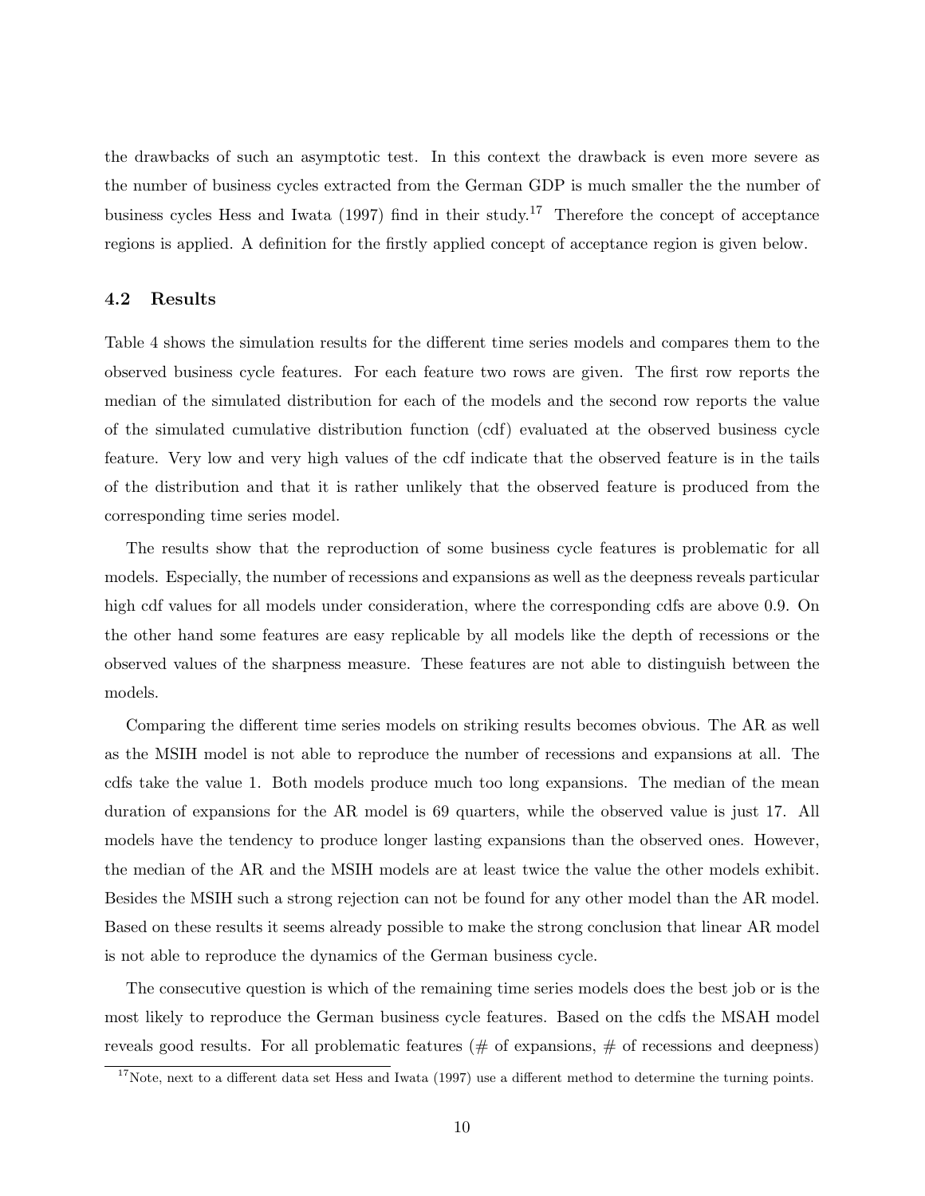the drawbacks of such an asymptotic test. In this context the drawback is even more severe as the number of business cycles extracted from the German GDP is much smaller the the number of business cycles Hess and Iwata (1997) find in their study.[17] Therefore the concept of acceptance regions is applied. A definition for the firstly applied concept of acceptance region is given below.

### 4.2 Results

Table 4 shows the simulation results for the different time series models and compares them to the observed business cycle features. For each feature two rows are given. The first row reports the median of the simulated distribution for each of the models and the second row reports the value of the simulated cumulative distribution function (cdf) evaluated at the observed business cycle feature. Very low and very high values of the cdf indicate that the observed feature is in the tails of the distribution and that it is rather unlikely that the observed feature is produced from the corresponding time series model.

The results show that the reproduction of some business cycle features is problematic for all models. Especially, the number of recessions and expansions as well as the deepness reveals particular high cdf values for all models under consideration, where the corresponding cdfs are above 0.9. On the other hand some features are easy replicable by all models like the depth of recessions or the observed values of the sharpness measure. These features are not able to distinguish between the models.

Comparing the different time series models on striking results becomes obvious. The AR as well as the MSIH model is not able to reproduce the number of recessions and expansions at all. The cdfs take the value 1. Both models produce much too long expansions. The median of the mean duration of expansions for the AR model is 69 quarters, while the observed value is just 17. All models have the tendency to produce longer lasting expansions than the observed ones. However, the median of the AR and the MSIH models are at least twice the value the other models exhibit. Besides the MSIH such a strong rejection can not be found for any other model than the AR model. Based on these results it seems already possible to make the strong conclusion that linear AR model is not able to reproduce the dynamics of the German business cycle.

The consecutive question is which of the remaining time series models does the best job or is the most likely to reproduce the German business cycle features. Based on the cdfs the MSAH model reveals good results. For all problematic features (# of expansions, # of recessions and deepness)

[17] Note, next to a different data set Hess and Iwata (1997) use a different method to determine the turning points.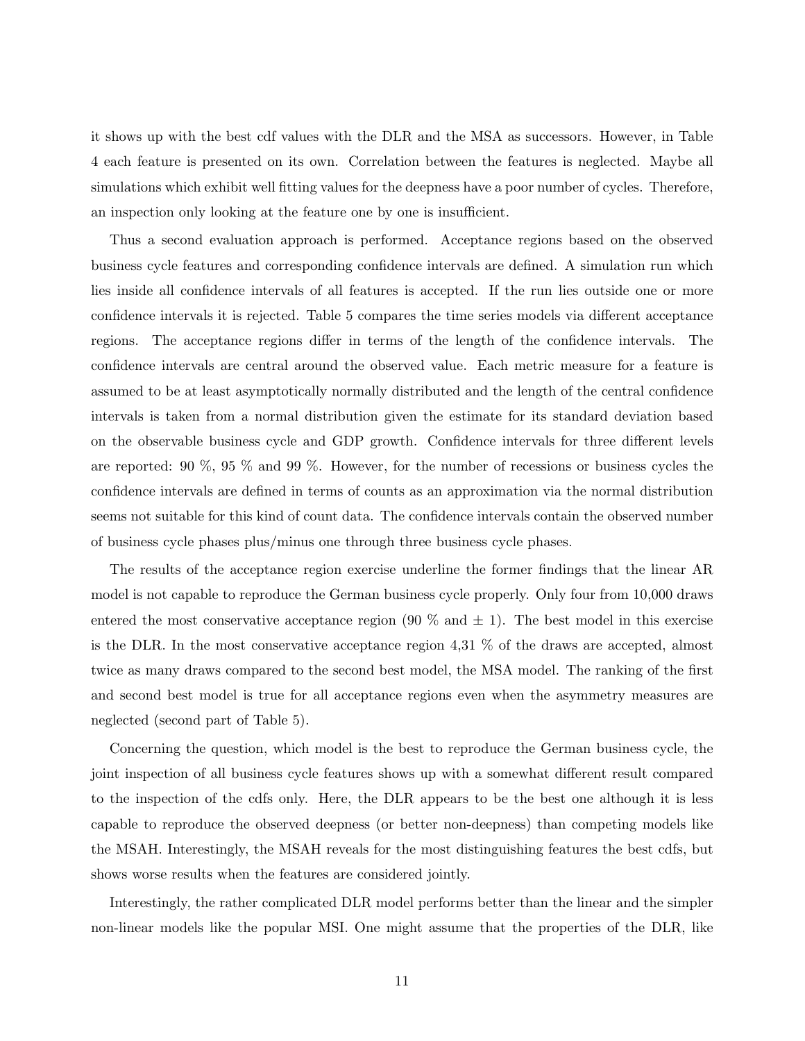it shows up with the best cdf values with the DLR and the MSA as successors. However, in Table 4 each feature is presented on its own. Correlation between the features is neglected. Maybe all simulations which exhibit well fitting values for the deepness have a poor number of cycles. Therefore, an inspection only looking at the feature one by one is insufficient.

Thus a second evaluation approach is performed. Acceptance regions based on the observed business cycle features and corresponding confidence intervals are defined. A simulation run which lies inside all confidence intervals of all features is accepted. If the run lies outside one or more confidence intervals it is rejected. Table 5 compares the time series models via different acceptance regions. The acceptance regions differ in terms of the length of the confidence intervals. The confidence intervals are central around the observed value. Each metric measure for a feature is assumed to be at least asymptotically normally distributed and the length of the central confidence intervals is taken from a normal distribution given the estimate for its standard deviation based on the observable business cycle and GDP growth. Confidence intervals for three different levels are reported: 90 %, 95 % and 99 %. However, for the number of recessions or business cycles the confidence intervals are defined in terms of counts as an approximation via the normal distribution seems not suitable for this kind of count data. The confidence intervals contain the observed number of business cycle phases plus/minus one through three business cycle phases.

The results of the acceptance region exercise underline the former findings that the linear AR model is not capable to reproduce the German business cycle properly. Only four from 10,000 draws entered the most conservative acceptance region (90 % and $\pm$ 1). The best model in this exercise is the DLR. In the most conservative acceptance region 4,31 % of the draws are accepted, almost twice as many draws compared to the second best model, the MSA model. The ranking of the first and second best model is true for all acceptance regions even when the asymmetry measures are neglected (second part of Table 5).

Concerning the question, which model is the best to reproduce the German business cycle, the joint inspection of all business cycle features shows up with a somewhat different result compared to the inspection of the cdfs only. Here, the DLR appears to be the best one although it is less capable to reproduce the observed deepness (or better non-deepness) than competing models like the MSAH. Interestingly, the MSAH reveals for the most distinguishing features the best cdfs, but shows worse results when the features are considered jointly.

Interestingly, the rather complicated DLR model performs better than the linear and the simpler non-linear models like the popular MSI. One might assume that the properties of the DLR, like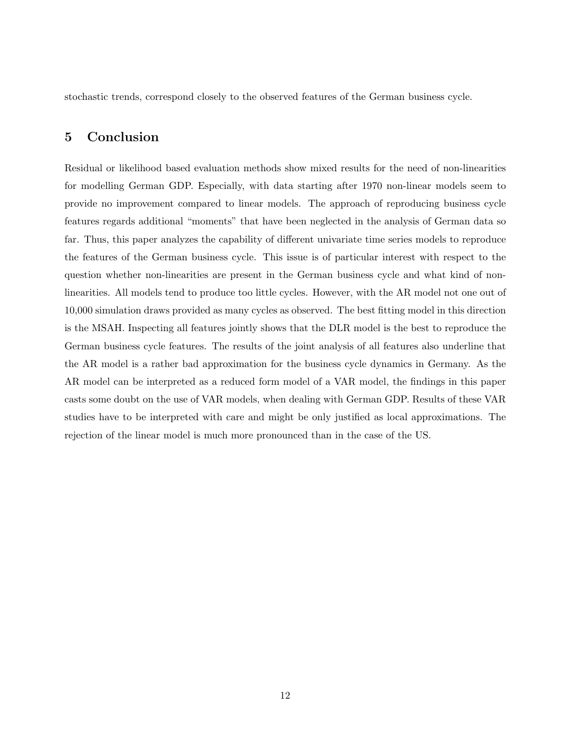stochastic trends, correspond closely to the observed features of the German business cycle.

## 5 Conclusion

Residual or likelihood based evaluation methods show mixed results for the need of non-linearities for modelling German GDP. Especially, with data starting after 1970 non-linear models seem to provide no improvement compared to linear models. The approach of reproducing business cycle features regards additional "moments" that have been neglected in the analysis of German data so far. Thus, this paper analyzes the capability of different univariate time series models to reproduce the features of the German business cycle. This issue is of particular interest with respect to the question whether non-linearities are present in the German business cycle and what kind of non-linearities. All models tend to produce too little cycles. However, with the AR model not one out of 10,000 simulation draws provided as many cycles as observed. The best fitting model in this direction is the MSAH. Inspecting all features jointly shows that the DLR model is the best to reproduce the German business cycle features. The results of the joint analysis of all features also underline that the AR model is a rather bad approximation for the business cycle dynamics in Germany. As the AR model can be interpreted as a reduced form model of a VAR model, the findings in this paper casts some doubt on the use of VAR models, when dealing with German GDP. Results of these VAR studies have to be interpreted with care and might be only justified as local approximations. The rejection of the linear model is much more pronounced than in the case of the US.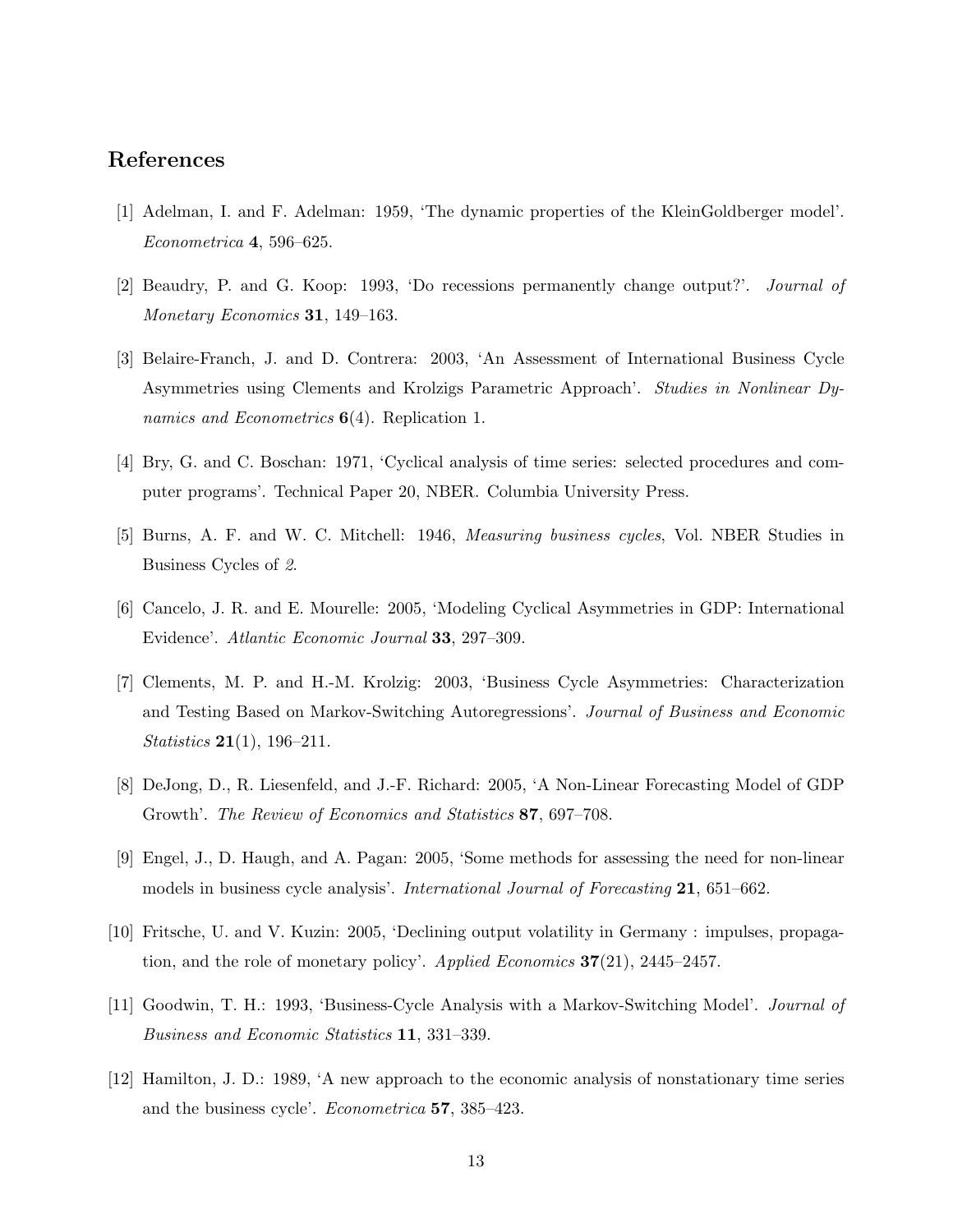## References

[1] Adelman, I. and F. Adelman: 1959, 'The dynamic properties of the KleinGoldberger model'. *Econometrica* **4**, 596–625.

[2] Beaudry, P. and G. Koop: 1993, 'Do recessions permanently change output?'. *Journal of Monetary Economics* **31**, 149–163.

[3] Belaire-Franch, J. and D. Contrera: 2003, 'An Assessment of International Business Cycle Asymmetries using Clements and Krolzigs Parametric Approach'. *Studies in Nonlinear Dynamics and Econometrics* **6**(4). Replication 1.

[4] Bry, G. and C. Boschan: 1971, 'Cyclical analysis of time series: selected procedures and computer programs'. Technical Paper 20, NBER. Columbia University Press.

[5] Burns, A. F. and W. C. Mitchell: 1946, *Measuring business cycles*, Vol. NBER Studies in Business Cycles of *2*.

[6] Cancelo, J. R. and E. Mourelle: 2005, 'Modeling Cyclical Asymmetries in GDP: International Evidence'. *Atlantic Economic Journal* **33**, 297–309.

[7] Clements, M. P. and H.-M. Krolzig: 2003, 'Business Cycle Asymmetries: Characterization and Testing Based on Markov-Switching Autoregressions'. *Journal of Business and Economic Statistics* **21**(1), 196–211.

[8] DeJong, D., R. Liesenfeld, and J.-F. Richard: 2005, 'A Non-Linear Forecasting Model of GDP Growth'. *The Review of Economics and Statistics* **87**, 697–708.

[9] Engel, J., D. Haugh, and A. Pagan: 2005, 'Some methods for assessing the need for non-linear models in business cycle analysis'. *International Journal of Forecasting* **21**, 651–662.

[10] Fritsche, U. and V. Kuzin: 2005, 'Declining output volatility in Germany : impulses, propagation, and the role of monetary policy'. *Applied Economics* **37**(21), 2445–2457.

[11] Goodwin, T. H.: 1993, 'Business-Cycle Analysis with a Markov-Switching Model'. *Journal of Business and Economic Statistics* **11**, 331–339.

[12] Hamilton, J. D.: 1989, 'A new approach to the economic analysis of nonstationary time series and the business cycle'. *Econometrica* **57**, 385–423.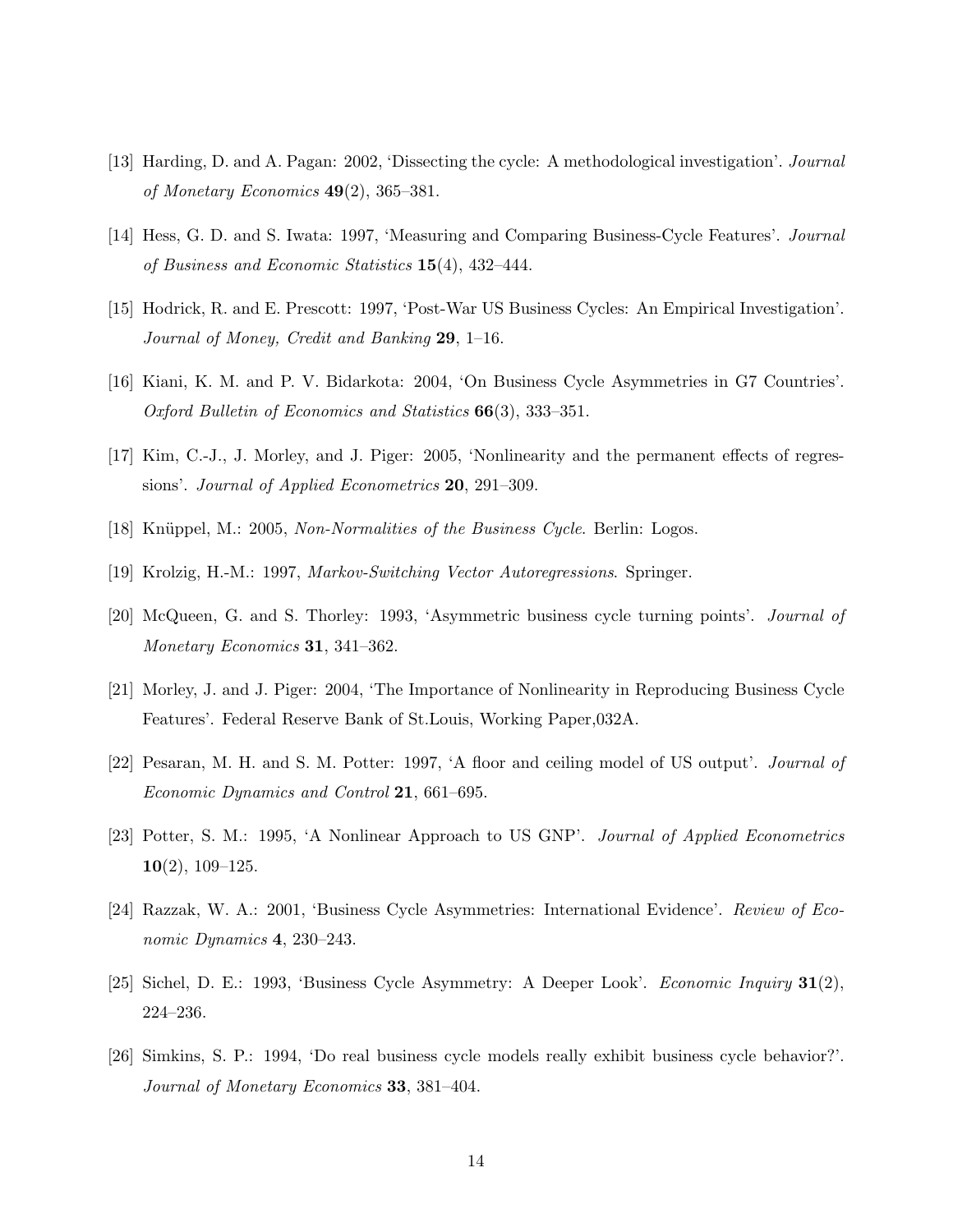[13] Harding, D. and A. Pagan: 2002, 'Dissecting the cycle: A methodological investigation'. *Journal of Monetary Economics* **49**(2), 365–381.

[14] Hess, G. D. and S. Iwata: 1997, 'Measuring and Comparing Business-Cycle Features'. *Journal of Business and Economic Statistics* **15**(4), 432–444.

[15] Hodrick, R. and E. Prescott: 1997, 'Post-War US Business Cycles: An Empirical Investigation'. *Journal of Money, Credit and Banking* **29**, 1–16.

[16] Kiani, K. M. and P. V. Bidarkota: 2004, 'On Business Cycle Asymmetries in G7 Countries'. *Oxford Bulletin of Economics and Statistics* **66**(3), 333–351.

[17] Kim, C.-J., J. Morley, and J. Piger: 2005, 'Nonlinearity and the permanent effects of regressions'. *Journal of Applied Econometrics* **20**, 291–309.

[18] Knüppel, M.: 2005, *Non-Normalities of the Business Cycle*. Berlin: Logos.

[19] Krolzig, H.-M.: 1997, *Markov-Switching Vector Autoregressions*. Springer.

[20] McQueen, G. and S. Thorley: 1993, 'Asymmetric business cycle turning points'. *Journal of Monetary Economics* **31**, 341–362.

[21] Morley, J. and J. Piger: 2004, 'The Importance of Nonlinearity in Reproducing Business Cycle Features'. Federal Reserve Bank of St.Louis, Working Paper,032A.

[22] Pesaran, M. H. and S. M. Potter: 1997, 'A floor and ceiling model of US output'. *Journal of Economic Dynamics and Control* **21**, 661–695.

[23] Potter, S. M.: 1995, 'A Nonlinear Approach to US GNP'. *Journal of Applied Econometrics* **10**(2), 109–125.

[24] Razzak, W. A.: 2001, 'Business Cycle Asymmetries: International Evidence'. *Review of Economic Dynamics* **4**, 230–243.

[25] Sichel, D. E.: 1993, 'Business Cycle Asymmetry: A Deeper Look'. *Economic Inquiry* **31**(2), 224–236.

[26] Simkins, S. P.: 1994, 'Do real business cycle models really exhibit business cycle behavior?'. *Journal of Monetary Economics* **33**, 381–404.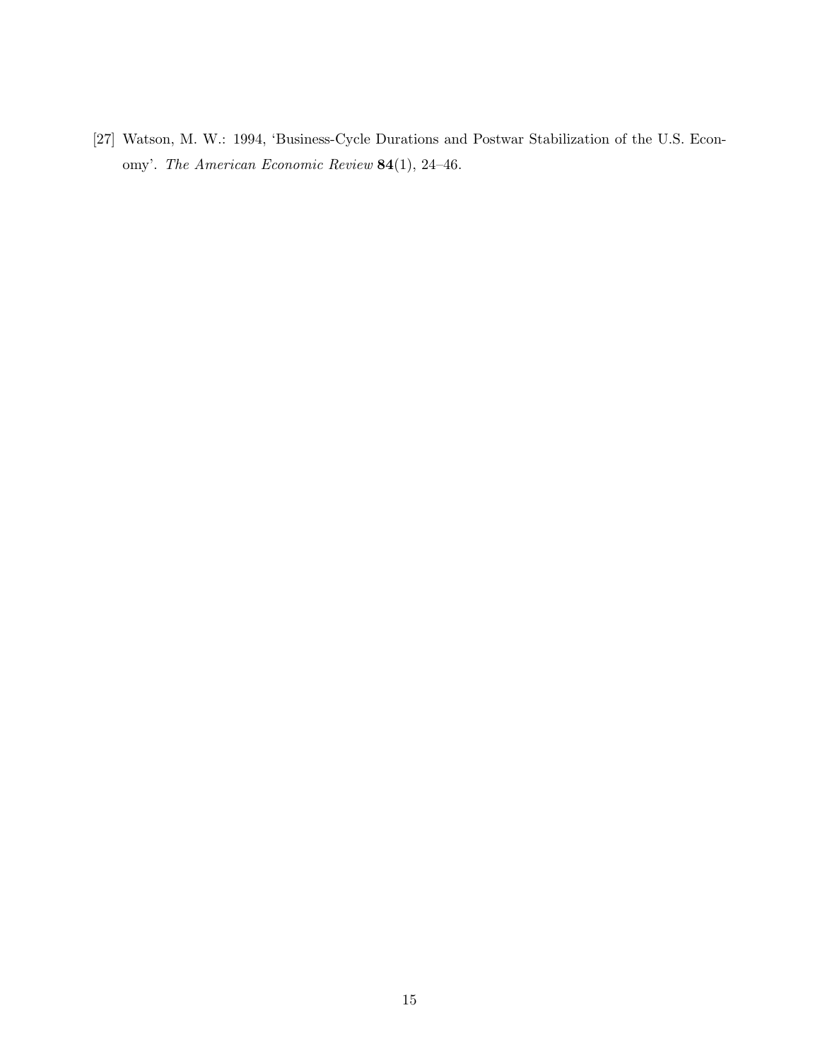[27] Watson, M. W.: 1994, 'Business-Cycle Durations and Postwar Stabilization of the U.S. Economy'. *The American Economic Review* **84**(1), 24–46.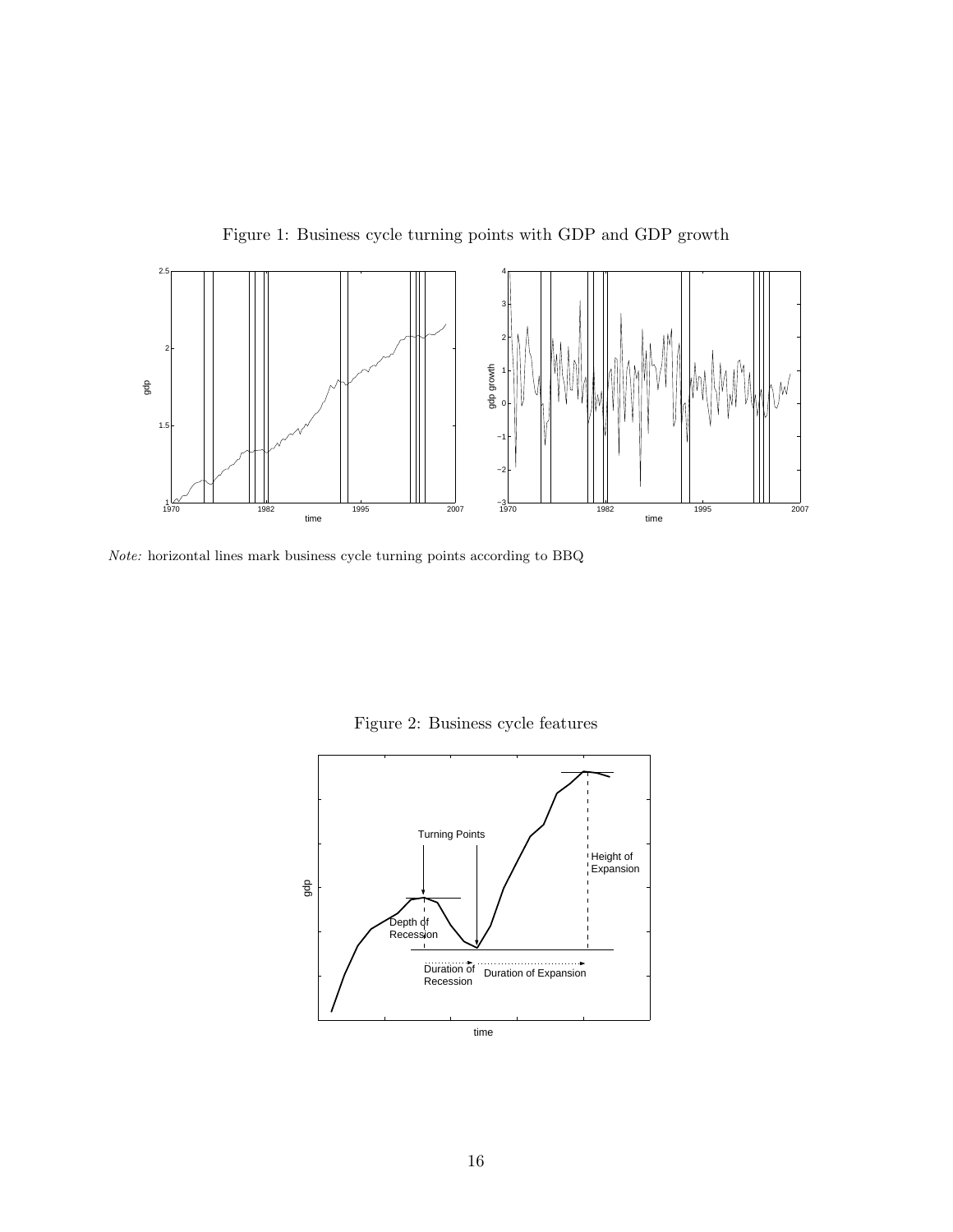Figure 1: Business cycle turning points with GDP and GDP growth

*Note:* horizontal lines mark business cycle turning points according to BBQ

Figure 2: Business cycle features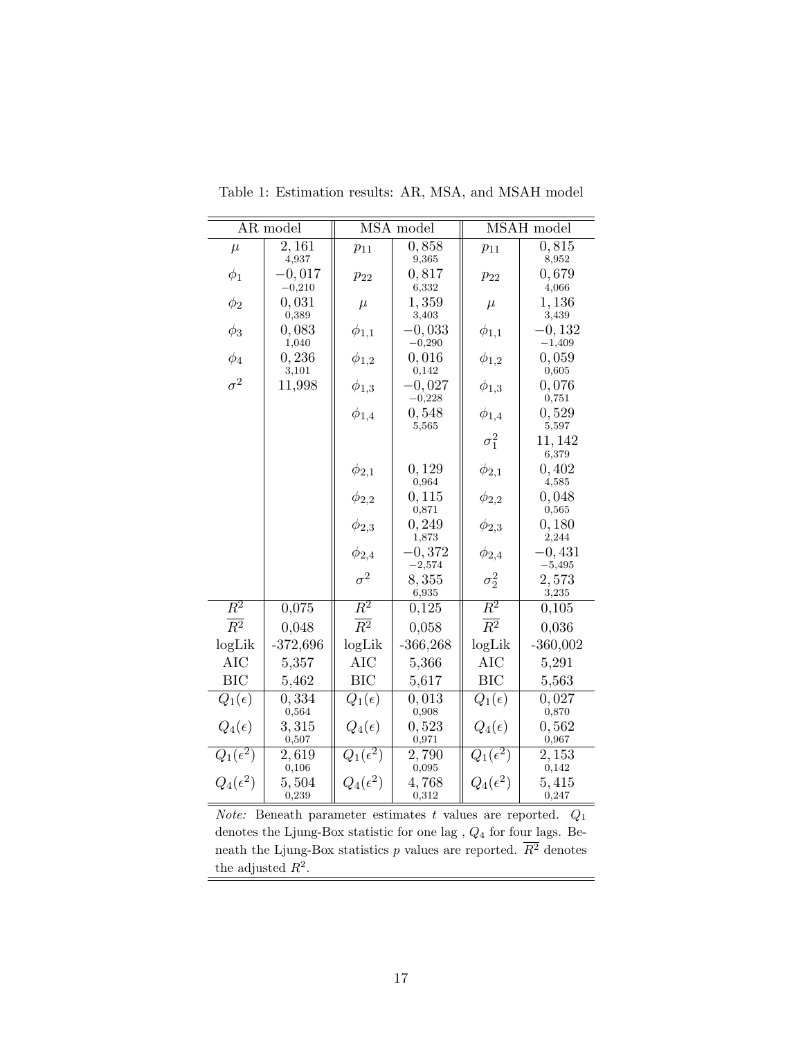Table 1: Estimation results: AR, MSA, and MSAH model

| AR model | | MSA model | | MSAH model | |
|---|---|---|---|---|---|
| $\mu$ | 2,161 (4,937) | $p_{11}$ | 0,858 (9,365) | $p_{11}$ | 0,815 (8,952) |
| $\phi_1$ | −0,017 (−0,210) | $p_{22}$ | 0,817 (6,332) | $p_{22}$ | 0,679 (4,066) |
| $\phi_2$ | 0,031 (0,389) | $\mu$ | 1,359 (3,403) | $\mu$ | 1,136 (3,439) |
| $\phi_3$ | 0,083 (1,040) | $\phi_{1,1}$ | −0,033 (−0,290) | $\phi_{1,1}$ | −0,132 (−1,409) |
| $\phi_4$ | 0,236 (3,101) | $\phi_{1,2}$ | 0,016 (0,142) | $\phi_{1,2}$ | 0,059 (0,605) |
| $\sigma^2$ | 11,998 | $\phi_{1,3}$ | −0,027 (−0,228) | $\phi_{1,3}$ | 0,076 (0,751) |
| | | $\phi_{1,4}$ | 0,548 (5,565) | $\phi_{1,4}$ | 0,529 (5,597) |
| | | | | $\sigma_1^2$ | 11,142 (6,379) |
| | | $\phi_{2,1}$ | 0,129 (0,964) | $\phi_{2,1}$ | 0,402 (4,585) |
| | | $\phi_{2,2}$ | 0,115 (0,871) | $\phi_{2,2}$ | 0,048 (0,565) |
| | | $\phi_{2,3}$ | 0,249 (1,873) | $\phi_{2,3}$ | 0,180 (2,244) |
| | | $\phi_{2,4}$ | −0,372 (−2,574) | $\phi_{2,4}$ | −0,431 (−5,495) |
| | | $\sigma^2$ | 8,355 (6,935) | $\sigma_2^2$ | 2,573 (3,235) |
| $R^2$ | 0,075 | $R^2$ | 0,125 | $R^2$ | 0,105 |
| $\overline{R^2}$ | 0,048 | $\overline{R^2}$ | 0,058 | $\overline{R^2}$ | 0,036 |
| logLik | -372,696 | logLik | -366,268 | logLik | -360,002 |
| AIC | 5,357 | AIC | 5,366 | AIC | 5,291 |
| BIC | 5,462 | BIC | 5,617 | BIC | 5,563 |
| $Q_1(\epsilon)$ | 0,334 (0,564) | $Q_1(\epsilon)$ | 0,013 (0,908) | $Q_1(\epsilon)$ | 0,027 (0,870) |
| $Q_4(\epsilon)$ | 3,315 (0,507) | $Q_4(\epsilon)$ | 0,523 (0,971) | $Q_4(\epsilon)$ | 0,562 (0,967) |
| $Q_1(\epsilon^2)$ | 2,619 (0,106) | $Q_1(\epsilon^2)$ | 2,790 (0,095) | $Q_1(\epsilon^2)$ | 2,153 (0,142) |
| $Q_4(\epsilon^2)$ | 5,504 (0,239) | $Q_4(\epsilon^2)$ | 4,768 (0,312) | $Q_4(\epsilon^2)$ | 5,415 (0,247) |

*Note:* Beneath parameter estimates $t$ values are reported. $Q_1$ denotes the Ljung-Box statistic for one lag , $Q_4$ for four lags. Beneath the Ljung-Box statistics $p$ values are reported. $\overline{R^2}$ denotes the adjusted $R^2$.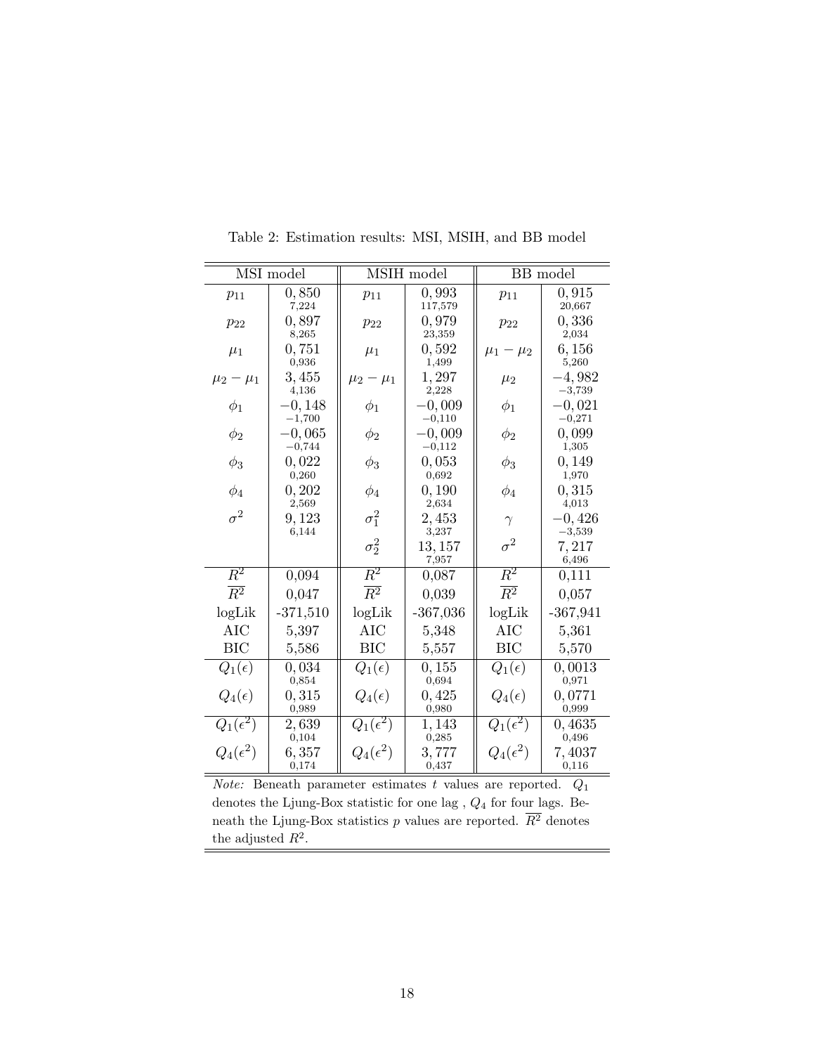Table 2: Estimation results: MSI, MSIH, and BB model

| MSI model | | MSIH model | | BB model | |
|---|---|---|---|---|---|
| $p_{11}$ | $0,850$ <br> 7,224 | $p_{11}$ | $0,993$ <br> 117,579 | $p_{11}$ | $0,915$ <br> 20,667 |
| $p_{22}$ | $0,897$ <br> 8,265 | $p_{22}$ | $0,979$ <br> 23,359 | $p_{22}$ | $0,336$ <br> 2,034 |
| $\mu_1$ | $0,751$ <br> 0,936 | $\mu_1$ | $0,592$ <br> 1,499 | $\mu_1 - \mu_2$ | $6,156$ <br> 5,260 |
| $\mu_2 - \mu_1$ | $3,455$ <br> 4,136 | $\mu_2 - \mu_1$ | $1,297$ <br> 2,228 | $\mu_2$ | $-4,982$ <br> $-3,739$ |
| $\phi_1$ | $-0,148$ <br> $-1,700$ | $\phi_1$ | $-0,009$ <br> $-0,110$ | $\phi_1$ | $-0,021$ <br> $-0,271$ |
| $\phi_2$ | $-0,065$ <br> $-0,744$ | $\phi_2$ | $-0,009$ <br> $-0,112$ | $\phi_2$ | $0,099$ <br> 1,305 |
| $\phi_3$ | $0,022$ <br> 0,260 | $\phi_3$ | $0,053$ <br> 0,692 | $\phi_3$ | $0,149$ <br> 1,970 |
| $\phi_4$ | $0,202$ <br> 2,569 | $\phi_4$ | $0,190$ <br> 2,634 | $\phi_4$ | $0,315$ <br> 4,013 |
| $\sigma^2$ | $9,123$ <br> 6,144 | $\sigma_1^2$ | $2,453$ <br> 3,237 | $\gamma$ | $-0,426$ <br> $-3,539$ |
| | | $\sigma_2^2$ | $13,157$ <br> 7,957 | $\sigma^2$ | $7,217$ <br> 6,496 |
| $R^2$ | 0,094 | $R^2$ | 0,087 | $R^2$ | 0,111 |
| $\overline{R^2}$ | 0,047 | $\overline{R^2}$ | 0,039 | $\overline{R^2}$ | 0,057 |
| logLik | -371,510 | logLik | -367,036 | logLik | -367,941 |
| AIC | 5,397 | AIC | 5,348 | AIC | 5,361 |
| BIC | 5,586 | BIC | 5,557 | BIC | 5,570 |
| $Q_1(\epsilon)$ | $0,034$ <br> 0,854 | $Q_1(\epsilon)$ | $0,155$ <br> 0,694 | $Q_1(\epsilon)$ | $0,0013$ <br> 0,971 |
| $Q_4(\epsilon)$ | $0,315$ <br> 0,989 | $Q_4(\epsilon)$ | $0,425$ <br> 0,980 | $Q_4(\epsilon)$ | $0,0771$ <br> 0,999 |
| $Q_1(\epsilon^2)$ | $2,639$ <br> 0,104 | $Q_1(\epsilon^2)$ | $1,143$ <br> 0,285 | $Q_1(\epsilon^2)$ | $0,4635$ <br> 0,496 |
| $Q_4(\epsilon^2)$ | $6,357$ <br> 0,174 | $Q_4(\epsilon^2)$ | $3,777$ <br> 0,437 | $Q_4(\epsilon^2)$ | $7,4037$ <br> 0,116 |

*Note:* Beneath parameter estimates $t$ values are reported. $Q_1$ denotes the Ljung-Box statistic for one lag , $Q_4$ for four lags. Beneath the Ljung-Box statistics $p$ values are reported. $\overline{R^2}$ denotes the adjusted $R^2$.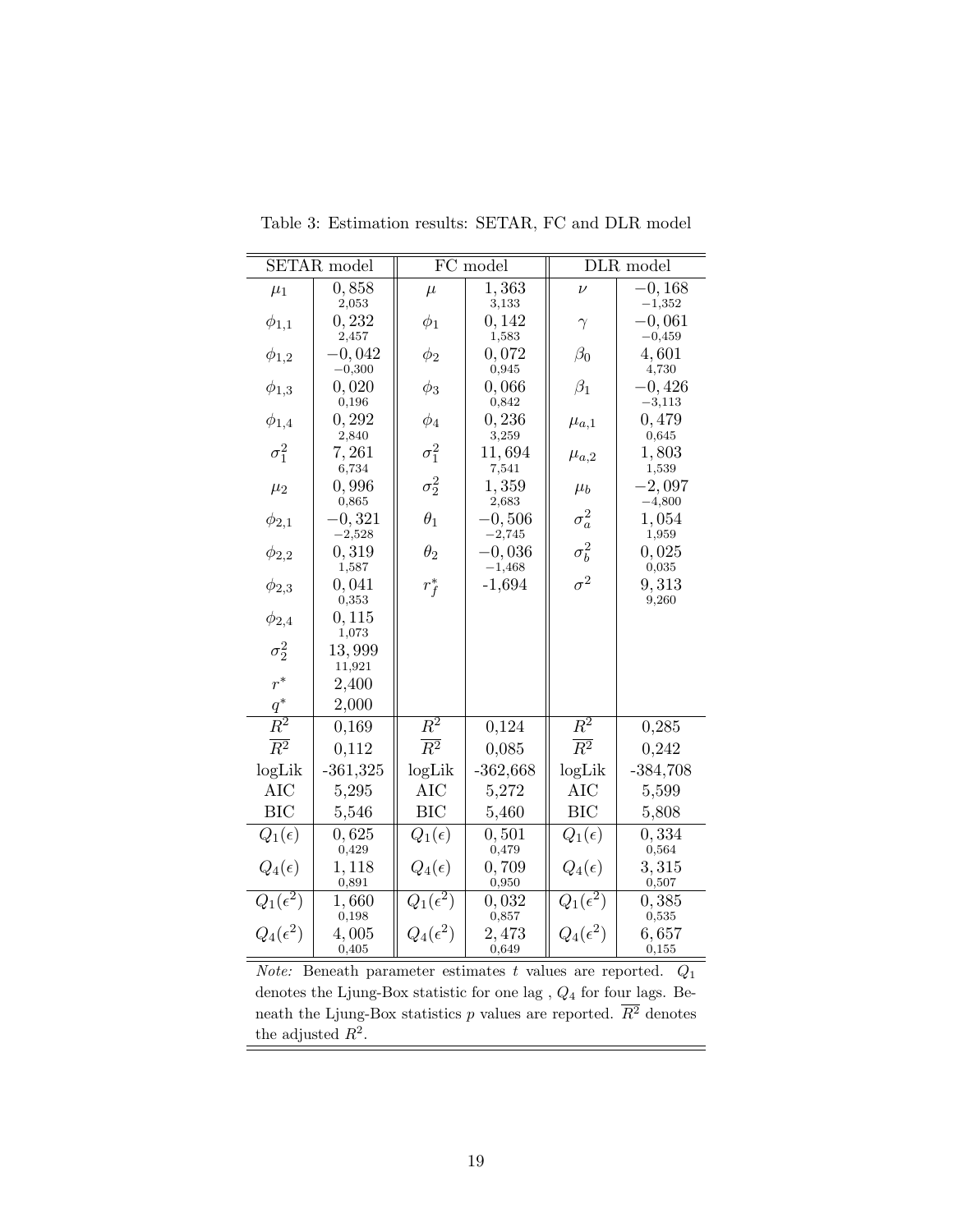Table 3: Estimation results: SETAR, FC and DLR model

| SETAR model | | FC model | | DLR model | |
|---|---|---|---|---|---|
| $\mu_1$ | $0,858$ <br> 2,053 | $\mu$ | $1,363$ <br> 3,133 | $\nu$ | $-0,168$ <br> $-1,352$ |
| $\phi_{1,1}$ | $0,232$ <br> 2,457 | $\phi_1$ | $0,142$ <br> 1,583 | $\gamma$ | $-0,061$ <br> $-0,459$ |
| $\phi_{1,2}$ | $-0,042$ <br> $-0,300$ | $\phi_2$ | $0,072$ <br> 0,945 | $\beta_0$ | $4,601$ <br> 4,730 |
| $\phi_{1,3}$ | $0,020$ <br> 0,196 | $\phi_3$ | $0,066$ <br> 0,842 | $\beta_1$ | $-0,426$ <br> $-3,113$ |
| $\phi_{1,4}$ | $0,292$ <br> 2,840 | $\phi_4$ | $0,236$ <br> 3,259 | $\mu_{a,1}$ | $0,479$ <br> 0,645 |
| $\sigma_1^2$ | $7,261$ <br> 6,734 | $\sigma_1^2$ | $11,694$ <br> 7,541 | $\mu_{a,2}$ | $1,803$ <br> 1,539 |
| $\mu_2$ | $0,996$ <br> 0,865 | $\sigma_2^2$ | $1,359$ <br> 2,683 | $\mu_b$ | $-2,097$ <br> $-4,800$ |
| $\phi_{2,1}$ | $-0,321$ <br> $-2,528$ | $\theta_1$ | $-0,506$ <br> $-2,745$ | $\sigma_a^2$ | $1,054$ <br> 1,959 |
| $\phi_{2,2}$ | $0,319$ <br> 1,587 | $\theta_2$ | $-0,036$ <br> $-1,468$ | $\sigma_b^2$ | $0,025$ <br> 0,035 |
| $\phi_{2,3}$ | $0,041$ <br> 0,353 | $r_f^*$ | -1,694 | $\sigma^2$ | $9,313$ <br> 9,260 |
| $\phi_{2,4}$ | $0,115$ <br> 1,073 | | | | |
| $\sigma_2^2$ | $13,999$ <br> 11,921 | | | | |
| $r^*$ | 2,400 | | | | |
| $q^*$ | 2,000 | | | | |
| $R^2$ | 0,169 | $R^2$ | 0,124 | $R^2$ | 0,285 |
| $\overline{R^2}$ | 0,112 | $\overline{R^2}$ | 0,085 | $\overline{R^2}$ | 0,242 |
| logLik | -361,325 | logLik | -362,668 | logLik | -384,708 |
| AIC | 5,295 | AIC | 5,272 | AIC | 5,599 |
| BIC | 5,546 | BIC | 5,460 | BIC | 5,808 |
| $Q_1(\epsilon)$ | $0,625$ <br> 0,429 | $Q_1(\epsilon)$ | $0,501$ <br> 0,479 | $Q_1(\epsilon)$ | $0,334$ <br> 0,564 |
| $Q_4(\epsilon)$ | $1,118$ <br> 0,891 | $Q_4(\epsilon)$ | $0,709$ <br> 0,950 | $Q_4(\epsilon)$ | $3,315$ <br> 0,507 |
| $Q_1(\epsilon^2)$ | $1,660$ <br> 0,198 | $Q_1(\epsilon^2)$ | $0,032$ <br> 0,857 | $Q_1(\epsilon^2)$ | $0,385$ <br> 0,535 |
| $Q_4(\epsilon^2)$ | $4,005$ <br> 0,405 | $Q_4(\epsilon^2)$ | $2,473$ <br> 0,649 | $Q_4(\epsilon^2)$ | $6,657$ <br> 0,155 |

*Note:* Beneath parameter estimates $t$ values are reported. $Q_1$ denotes the Ljung-Box statistic for one lag , $Q_4$ for four lags. Beneath the Ljung-Box statistics $p$ values are reported. $\overline{R^2}$ denotes the adjusted $R^2$.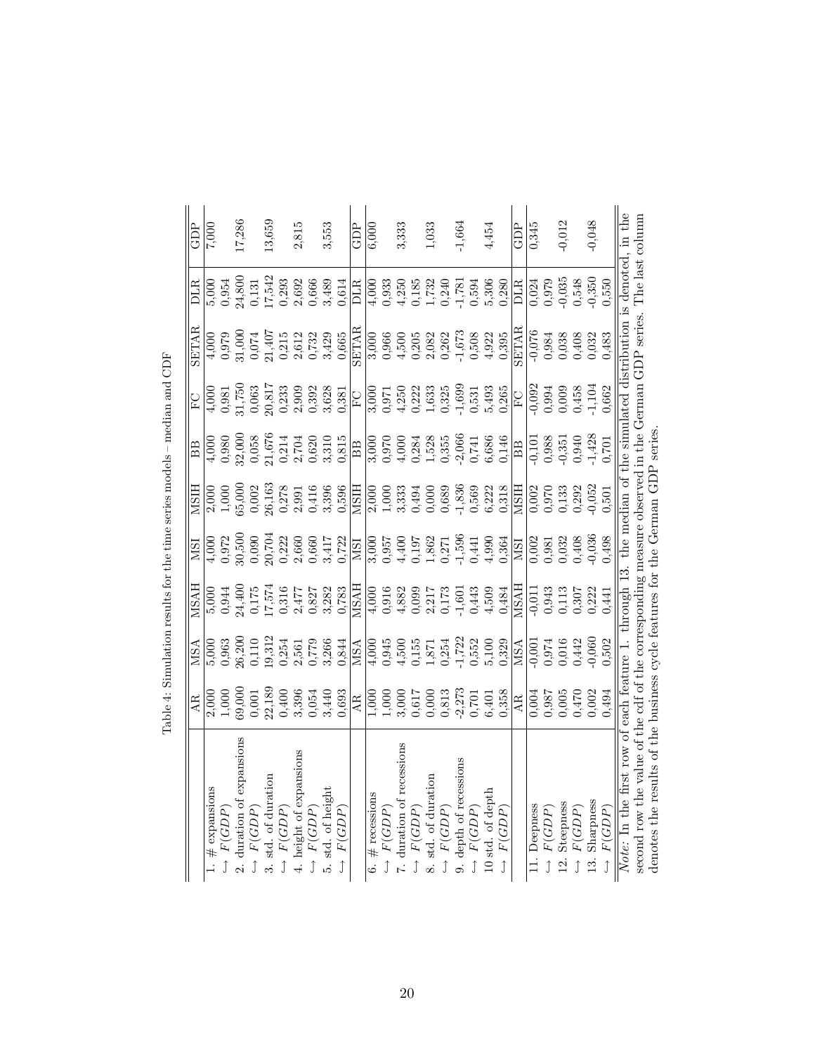Table 4: Simulation results for the time series models – median and CDF

| | AR | MSA | MSAH | MSI | MSIH | BB | FC | SETAR | DLR | GDP |
|---|---|---|---|---|---|---|---|---|---|---|
| 1. # expansions | 2,000 | 5,000 | 5,000 | 4,000 | 2,000 | 4,000 | 4,000 | 4,000 | 5,000 | 7,000 |
| $\hookrightarrow F(GDP)$ | 1,000 | 0,963 | 0,944 | 0,972 | 1,000 | 0,980 | 0,981 | 0,979 | 0,954 | |
| 2. duration of expansions | 69,000 | 26,200 | 24,400 | 30,500 | 65,000 | 32,000 | 31,750 | 31,000 | 24,800 | 17,286 |
| $\hookrightarrow F(GDP)$ | 0,001 | 0,110 | 0,175 | 0,090 | 0,002 | 0,058 | 0,063 | 0,074 | 0,131 | |
| 3. std. of duration | 22,189 | 19,312 | 17,574 | 20,704 | 26,163 | 21,676 | 20,817 | 21,407 | 17,542 | 13,659 |
| $\hookrightarrow F(GDP)$ | 0,400 | 0,254 | 0,316 | 0,222 | 0,278 | 0,214 | 0,233 | 0,215 | 0,293 | |
| 4. height of expansions | 3,396 | 2,561 | 2,477 | 2,660 | 2,991 | 2,704 | 2,909 | 2,612 | 2,692 | 2,815 |
| $\hookrightarrow F(GDP)$ | 0,054 | 0,779 | 0,827 | 0,660 | 0,416 | 0,620 | 0,392 | 0,732 | 0,666 | |
| 5. std. of height | 3,440 | 3,266 | 3,282 | 3,417 | 3,396 | 3,310 | 3,628 | 3,429 | 3,489 | 3,553 |
| $\hookrightarrow F(GDP)$ | 0,693 | 0,844 | 0,783 | 0,722 | 0,596 | 0,815 | 0,381 | 0,665 | 0,614 | |
| | AR | MSA | MSAH | MSI | MSIH | BB | FC | SETAR | DLR | GDP |
| 6. # recessions | 1,000 | 4,000 | 4,000 | 3,000 | 2,000 | 3,000 | 3,000 | 3,000 | 4,000 | 6,000 |
| $\hookrightarrow F(GDP)$ | 1,000 | 0,945 | 0,916 | 0,957 | 1,000 | 0,970 | 0,971 | 0,966 | 0,933 | |
| 7. duration of recessions | 3,000 | 4,500 | 4,882 | 4,400 | 3,333 | 4,000 | 4,250 | 4,500 | 4,250 | 3,333 |
| $\hookrightarrow F(GDP)$ | 0,617 | 0,155 | 0,099 | 0,197 | 0,494 | 0,284 | 0,222 | 0,205 | 0,185 | |
| 8. std. of duration | 0,000 | 1,871 | 2,217 | 1,862 | 0,000 | 1,528 | 1,633 | 2,082 | 1,732 | 1,033 |
| $\hookrightarrow F(GDP)$ | 0,813 | 0,254 | 0,173 | 0,271 | 0,689 | 0,355 | 0,325 | 0,262 | 0,240 | |
| 9. depth of recessions | -2,273 | -1,722 | -1,601 | -1,596 | -1,836 | -2,066 | -1,699 | -1,673 | -1,781 | -1,664 |
| $\hookrightarrow F(GDP)$ | 0,701 | 0,552 | 0,443 | 0,441 | 0,569 | 0,741 | 0,531 | 0,508 | 0,594 | |
| 10 std. of depth | 6,401 | 5,100 | 4,509 | 4,990 | 6,222 | 6,686 | 5,493 | 4,922 | 5,306 | 4,454 |
| $\hookrightarrow F(GDP)$ | 0,358 | 0,329 | 0,484 | 0,364 | 0,318 | 0,146 | 0,265 | 0,395 | 0,280 | |
| | AR | MSA | MSAH | MSI | MSIH | BB | FC | SETAR | DLR | GDP |
| 11. Deepness | 0,004 | -0,001 | -0,011 | 0,002 | 0,002 | -0,101 | -0,092 | -0,076 | 0,024 | 0,345 |
| $\hookrightarrow F(GDP)$ | 0,987 | 0,974 | 0,943 | 0,981 | 0,970 | 0,988 | 0,994 | 0,984 | 0,979 | |
| 12. Steepness | 0,005 | 0,016 | 0,113 | 0,032 | 0,133 | -0,351 | 0,009 | 0,038 | -0,035 | -0,012 |
| $\hookrightarrow F(GDP)$ | 0,470 | 0,442 | 0,307 | 0,408 | 0,292 | 0,940 | 0,458 | 0,408 | 0,548 | |
| 13. Sharpness | 0,002 | -0,060 | 0,222 | -0,036 | -0,052 | -1,428 | -1,104 | 0,032 | -0,350 | -0,048 |
| $\hookrightarrow F(GDP)$ | 0,494 | 0,502 | 0,441 | 0,498 | 0,501 | 0,701 | 0,662 | 0,483 | 0,550 | |

*Note:* In the first row of each feature 1. through 13. the median of the simulated distribution is denoted, in the second row the value of the cdf of the corresponding measure observed in the German GDP series. The last column denotes the results of the business cycle features for the German GDP series.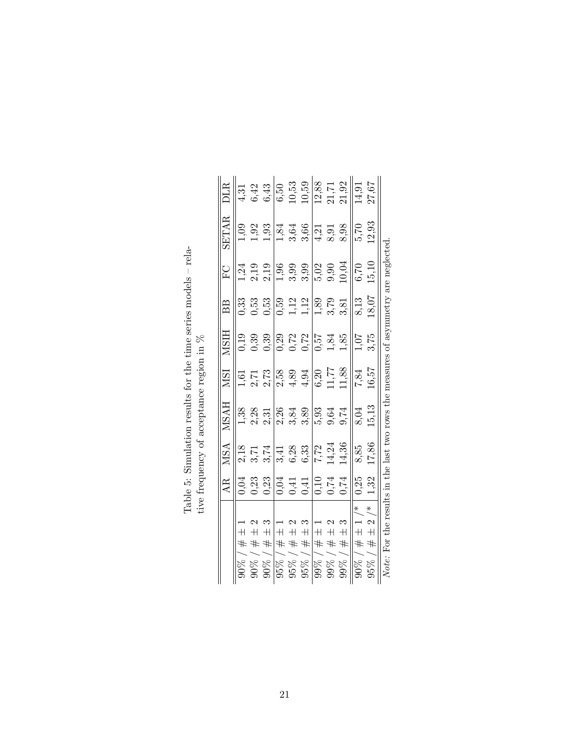Table 5: Simulation results for the time series models – relative frequency of acceptance region in %

| | AR | MSA | MSAH | MSI | MSIH | BB | FC | SETAR | DLR |
|---|---|---|---|---|---|---|---|---|---|
| 90% / # ± 1 | 0,04 | 2,18 | 1,38 | 1,61 | 0,19 | 0,33 | 1,24 | 1,09 | 4,31 |
| 90% / # ± 2 | 0,23 | 3,71 | 2,28 | 2,71 | 0,39 | 0,53 | 2,19 | 1,92 | 6,42 |
| 90% / # ± 3 | 0,23 | 3,74 | 2,31 | 2,73 | 0,39 | 0,53 | 2,19 | 1,93 | 6,43 |
| 95% / # ± 1 | 0,04 | 3,41 | 2,26 | 2,58 | 0,29 | 0,59 | 1,96 | 1,84 | 6,50 |
| 95% / # ± 2 | 0,41 | 6,28 | 3,84 | 4,89 | 0,72 | 1,12 | 3,99 | 3,64 | 10,53 |
| 95% / # ± 3 | 0,41 | 6,33 | 3,89 | 4,94 | 0,72 | 1,12 | 3,99 | 3,66 | 10,59 |
| 99% / # ± 1 | 0,10 | 7,72 | 5,93 | 6,20 | 0,57 | 1,89 | 5,02 | 4,21 | 12,88 |
| 99% / # ± 2 | 0,74 | 14,24 | 9,64 | 11,77 | 1,84 | 3,79 | 9,90 | 8,91 | 21,71 |
| 99% / # ± 3 | 0,74 | 14,36 | 9,74 | 11,88 | 1,85 | 3,81 | 10,04 | 8,98 | 21,92 |
| 90% / # ± 1 /* | 0,25 | 8,85 | 8,04 | 7,84 | 1,07 | 8,13 | 6,70 | 5,70 | 14,91 |
| 95% / # ± 2 /* | 1,32 | 17,86 | 15,13 | 16,57 | 3,75 | 18,07 | 15,10 | 12,93 | 27,67 |

*Note:* For the results in the last two rows the measures of asymmetry are neglected.